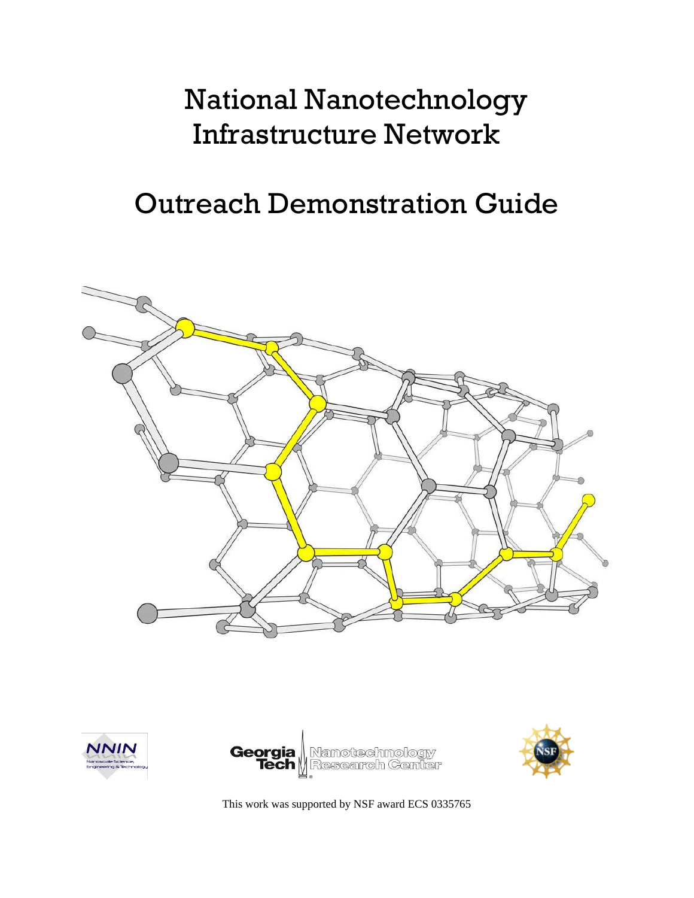# National Nanotechnology Infrastructure Network

# Outreach Demonstration Guide

This work was supported by NSF award ECS 0335765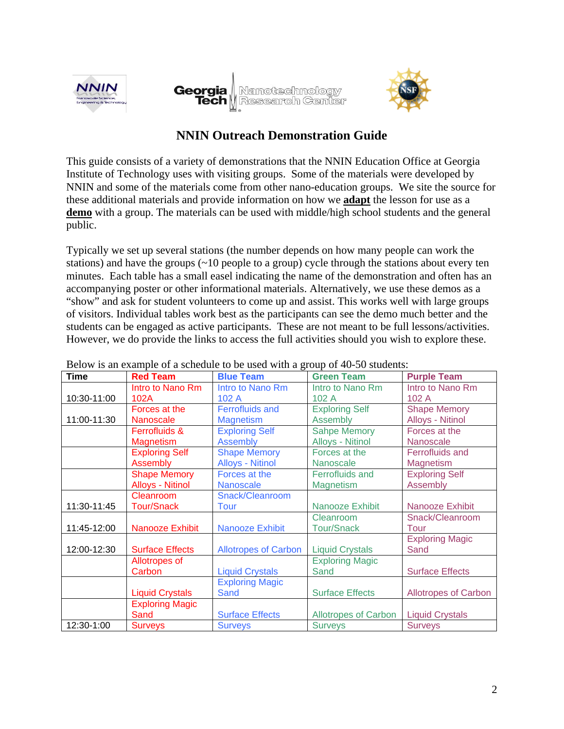# NNIN Outreach Demonstration Guide

This guide consists of a variety of demonstrations that the NNIN Education Office at Georgia Institute of Technology uses with visiting groups. Some of the materials were developed by NNIN and some of the materials come from other nano-education groups. We site the source for these additional materials and provide information on how we **adapt** the lesson for use as a **demo** with a group. The materials can be used with middle/high school students and the general public.

Typically we set up several stations (the number depends on how many people can work the stations) and have the groups (~10 people to a group) cycle through the stations about every ten minutes. Each table has a small easel indicating the name of the demonstration and often has an accompanying poster or other informational materials. Alternatively, we use these demos as a "show" and ask for student volunteers to come up and assist. This works well with large groups of visitors. Individual tables work best as the participants can see the demo much better and the students can be engaged as active participants. These are not meant to be full lessons/activities. However, we do provide the links to access the full activities should you wish to explore these.

Below is an example of a schedule to be used with a group of 40-50 students:

| Time | Red Team | Blue Team | Green Team | Purple Team |
|---|---|---|---|---|
| 10:30-11:00 | Intro to Nano Rm 102A | Intro to Nano Rm 102 A | Intro to Nano Rm 102 A | Intro to Nano Rm 102 A |
| 11:00-11:30 | Forces at the Nanoscale | Ferrofluids and Magnetism | Exploring Self Assembly | Shape Memory Alloys - Nitinol |
| | Ferrofluids & Magnetism | Exploring Self Assembly | Sahpe Memory Alloys - Nitinol | Forces at the Nanoscale |
| | Exploring Self Assembly | Shape Memory Alloys - Nitinol | Forces at the Nanoscale | Ferrofluids and Magnetism |
| | Shape Memory Alloys - Nitinol | Forces at the Nanoscale | Ferrofluids and Magnetism | Exploring Self Assembly |
| 11:30-11:45 | Cleanroom Tour/Snack | Snack/Cleanroom Tour | Nanooze Exhibit | Nanooze Exhibit |
| 11:45-12:00 | Nanooze Exhibit | Nanooze Exhibit | Cleanroom Tour/Snack | Snack/Cleanroom Tour |
| 12:00-12:30 | Surface Effects | Allotropes of Carbon | Liquid Crystals | Exploring Magic Sand |
| | Allotropes of Carbon | Liquid Crystals | Exploring Magic Sand | Surface Effects |
| | Liquid Crystals | Exploring Magic Sand | Surface Effects | Allotropes of Carbon |
| | Exploring Magic Sand | Surface Effects | Allotropes of Carbon | Liquid Crystals |
| 12:30-1:00 | Surveys | Surveys | Surveys | Surveys |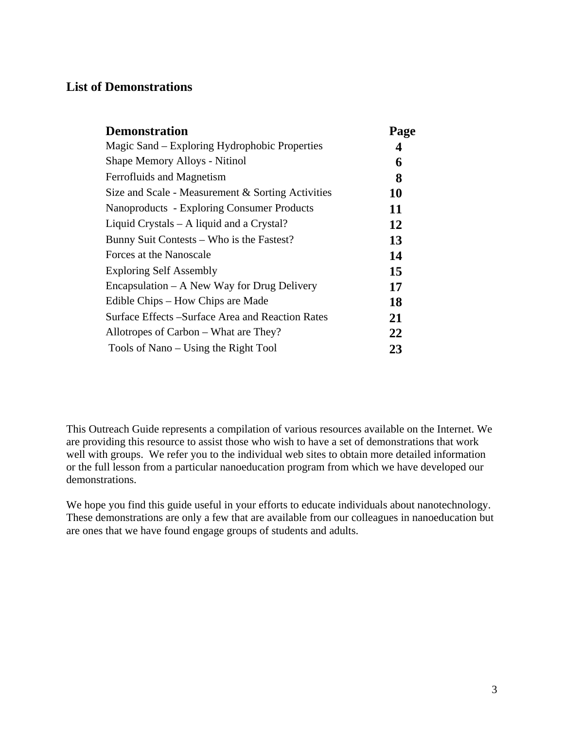## List of Demonstrations

| Demonstration | Page |
|---|---|
| Magic Sand – Exploring Hydrophobic Properties | 4 |
| Shape Memory Alloys - Nitinol | 6 |
| Ferrofluids and Magnetism | 8 |
| Size and Scale - Measurement & Sorting Activities | 10 |
| Nanoproducts - Exploring Consumer Products | 11 |
| Liquid Crystals – A liquid and a Crystal? | 12 |
| Bunny Suit Contests – Who is the Fastest? | 13 |
| Forces at the Nanoscale | 14 |
| Exploring Self Assembly | 15 |
| Encapsulation – A New Way for Drug Delivery | 17 |
| Edible Chips – How Chips are Made | 18 |
| Surface Effects –Surface Area and Reaction Rates | 21 |
| Allotropes of Carbon – What are They? | 22 |
| Tools of Nano – Using the Right Tool | 23 |

This Outreach Guide represents a compilation of various resources available on the Internet. We are providing this resource to assist those who wish to have a set of demonstrations that work well with groups. We refer you to the individual web sites to obtain more detailed information or the full lesson from a particular nanoeducation program from which we have developed our demonstrations.

We hope you find this guide useful in your efforts to educate individuals about nanotechnology. These demonstrations are only a few that are available from our colleagues in nanoeducation but are ones that we have found engage groups of students and adults.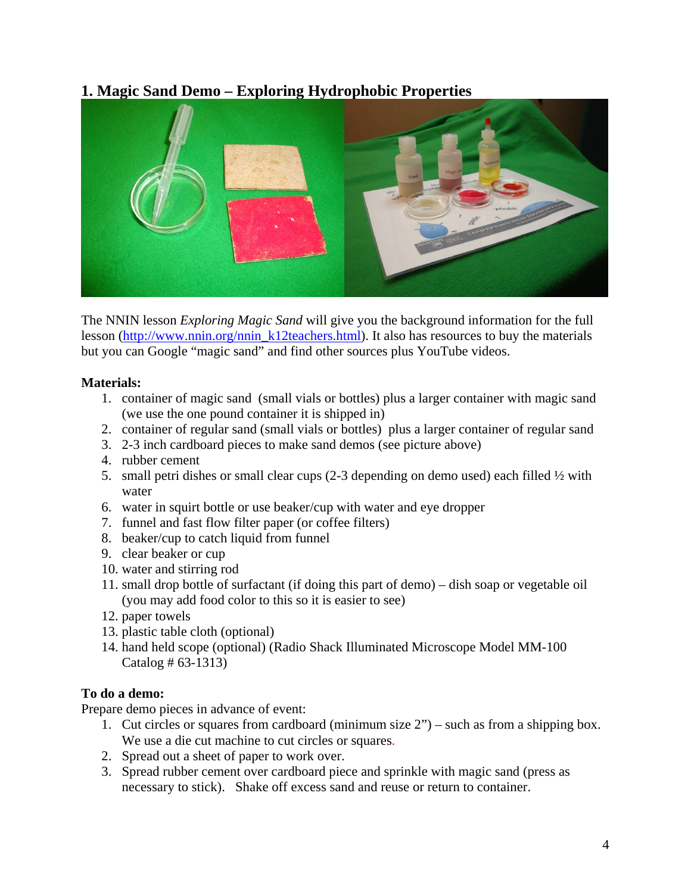## 1. Magic Sand Demo – Exploring Hydrophobic Properties

The NNIN lesson *Exploring Magic Sand* will give you the background information for the full lesson ([http://www.nnin.org/nnin_k12teachers.html](http://www.nnin.org/nnin_k12teachers.html)). It also has resources to buy the materials but you can Google "magic sand" and find other sources plus YouTube videos.

**Materials:**

1. container of magic sand (small vials or bottles) plus a larger container with magic sand (we use the one pound container it is shipped in)
2. container of regular sand (small vials or bottles) plus a larger container of regular sand
3. 2-3 inch cardboard pieces to make sand demos (see picture above)
4. rubber cement
5. small petri dishes or small clear cups (2-3 depending on demo used) each filled ½ with water
6. water in squirt bottle or use beaker/cup with water and eye dropper
7. funnel and fast flow filter paper (or coffee filters)
8. beaker/cup to catch liquid from funnel
9. clear beaker or cup
10. water and stirring rod
11. small drop bottle of surfactant (if doing this part of demo) – dish soap or vegetable oil (you may add food color to this so it is easier to see)
12. paper towels
13. plastic table cloth (optional)
14. hand held scope (optional) (Radio Shack Illuminated Microscope Model MM-100 Catalog # 63-1313)

**To do a demo:**

Prepare demo pieces in advance of event:

1. Cut circles or squares from cardboard (minimum size 2") – such as from a shipping box. We use a die cut machine to cut circles or squares.
2. Spread out a sheet of paper to work over.
3. Spread rubber cement over cardboard piece and sprinkle with magic sand (press as necessary to stick). Shake off excess sand and reuse or return to container.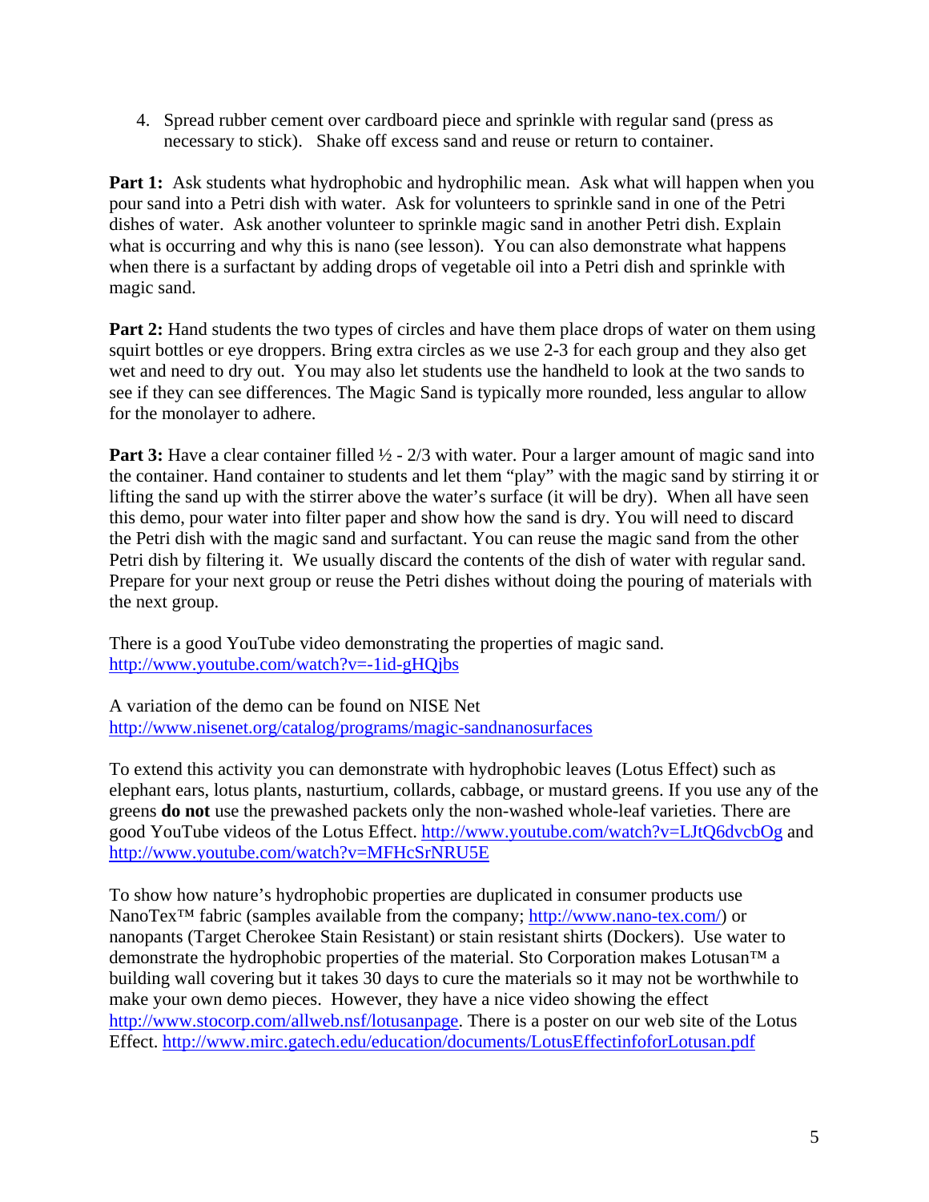4. Spread rubber cement over cardboard piece and sprinkle with regular sand (press as necessary to stick). Shake off excess sand and reuse or return to container.

**Part 1:** Ask students what hydrophobic and hydrophilic mean. Ask what will happen when you pour sand into a Petri dish with water. Ask for volunteers to sprinkle sand in one of the Petri dishes of water. Ask another volunteer to sprinkle magic sand in another Petri dish. Explain what is occurring and why this is nano (see lesson). You can also demonstrate what happens when there is a surfactant by adding drops of vegetable oil into a Petri dish and sprinkle with magic sand.

**Part 2:** Hand students the two types of circles and have them place drops of water on them using squirt bottles or eye droppers. Bring extra circles as we use 2-3 for each group and they also get wet and need to dry out. You may also let students use the handheld to look at the two sands to see if they can see differences. The Magic Sand is typically more rounded, less angular to allow for the monolayer to adhere.

**Part 3:** Have a clear container filled ½ - 2/3 with water. Pour a larger amount of magic sand into the container. Hand container to students and let them "play" with the magic sand by stirring it or lifting the sand up with the stirrer above the water's surface (it will be dry). When all have seen this demo, pour water into filter paper and show how the sand is dry. You will need to discard the Petri dish with the magic sand and surfactant. You can reuse the magic sand from the other Petri dish by filtering it. We usually discard the contents of the dish of water with regular sand. Prepare for your next group or reuse the Petri dishes without doing the pouring of materials with the next group.

There is a good YouTube video demonstrating the properties of magic sand. http://www.youtube.com/watch?v=-1id-gHQjbs

A variation of the demo can be found on NISE Net http://www.nisenet.org/catalog/programs/magic-sandnanosurfaces

To extend this activity you can demonstrate with hydrophobic leaves (Lotus Effect) such as elephant ears, lotus plants, nasturtium, collards, cabbage, or mustard greens. If you use any of the greens **do not** use the prewashed packets only the non-washed whole-leaf varieties. There are good YouTube videos of the Lotus Effect. http://www.youtube.com/watch?v=LJtQ6dvcbOg and http://www.youtube.com/watch?v=MFHcSrNRU5E

To show how nature's hydrophobic properties are duplicated in consumer products use NanoTex™ fabric (samples available from the company; http://www.nano-tex.com/) or nanopants (Target Cherokee Stain Resistant) or stain resistant shirts (Dockers). Use water to demonstrate the hydrophobic properties of the material. Sto Corporation makes Lotusan™ a building wall covering but it takes 30 days to cure the materials so it may not be worthwhile to make your own demo pieces. However, they have a nice video showing the effect http://www.stocorp.com/allweb.nsf/lotusanpage. There is a poster on our web site of the Lotus Effect. http://www.mirc.gatech.edu/education/documents/LotusEffectinfoforLotusan.pdf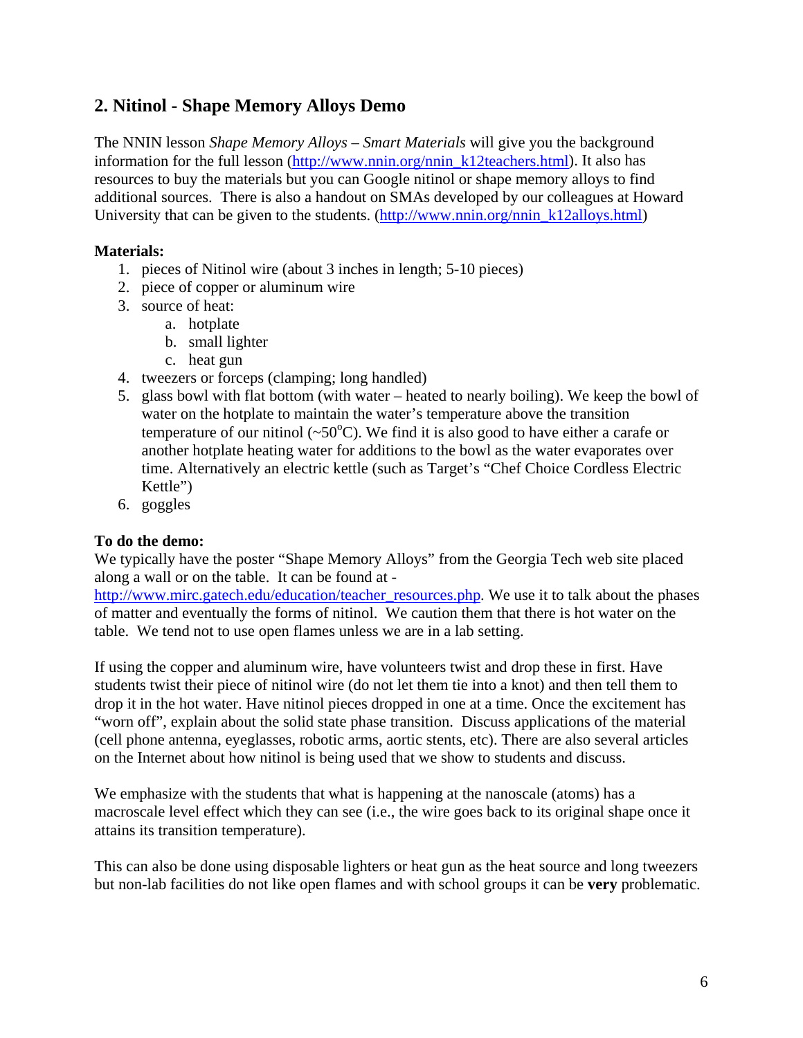## 2. Nitinol - Shape Memory Alloys Demo

The NNIN lesson *Shape Memory Alloys – Smart Materials* will give you the background information for the full lesson (http://www.nnin.org/nnin_k12teachers.html). It also has resources to buy the materials but you can Google nitinol or shape memory alloys to find additional sources. There is also a handout on SMAs developed by our colleagues at Howard University that can be given to the students. (http://www.nnin.org/nnin_k12alloys.html)

**Materials:**

1. pieces of Nitinol wire (about 3 inches in length; 5-10 pieces)
2. piece of copper or aluminum wire
3. source of heat:
   a. hotplate
   b. small lighter
   c. heat gun
4. tweezers or forceps (clamping; long handled)
5. glass bowl with flat bottom (with water – heated to nearly boiling). We keep the bowl of water on the hotplate to maintain the water's temperature above the transition temperature of our nitinol (~50$^{o}$C). We find it is also good to have either a carafe or another hotplate heating water for additions to the bowl as the water evaporates over time. Alternatively an electric kettle (such as Target's "Chef Choice Cordless Electric Kettle")
6. goggles

**To do the demo:**

We typically have the poster "Shape Memory Alloys" from the Georgia Tech web site placed along a wall or on the table. It can be found at - http://www.mirc.gatech.edu/education/teacher_resources.php. We use it to talk about the phases of matter and eventually the forms of nitinol. We caution them that there is hot water on the table. We tend not to use open flames unless we are in a lab setting.

If using the copper and aluminum wire, have volunteers twist and drop these in first. Have students twist their piece of nitinol wire (do not let them tie into a knot) and then tell them to drop it in the hot water. Have nitinol pieces dropped in one at a time. Once the excitement has "worn off", explain about the solid state phase transition. Discuss applications of the material (cell phone antenna, eyeglasses, robotic arms, aortic stents, etc). There are also several articles on the Internet about how nitinol is being used that we show to students and discuss.

We emphasize with the students that what is happening at the nanoscale (atoms) has a macroscale level effect which they can see (i.e., the wire goes back to its original shape once it attains its transition temperature).

This can also be done using disposable lighters or heat gun as the heat source and long tweezers but non-lab facilities do not like open flames and with school groups it can be **very** problematic.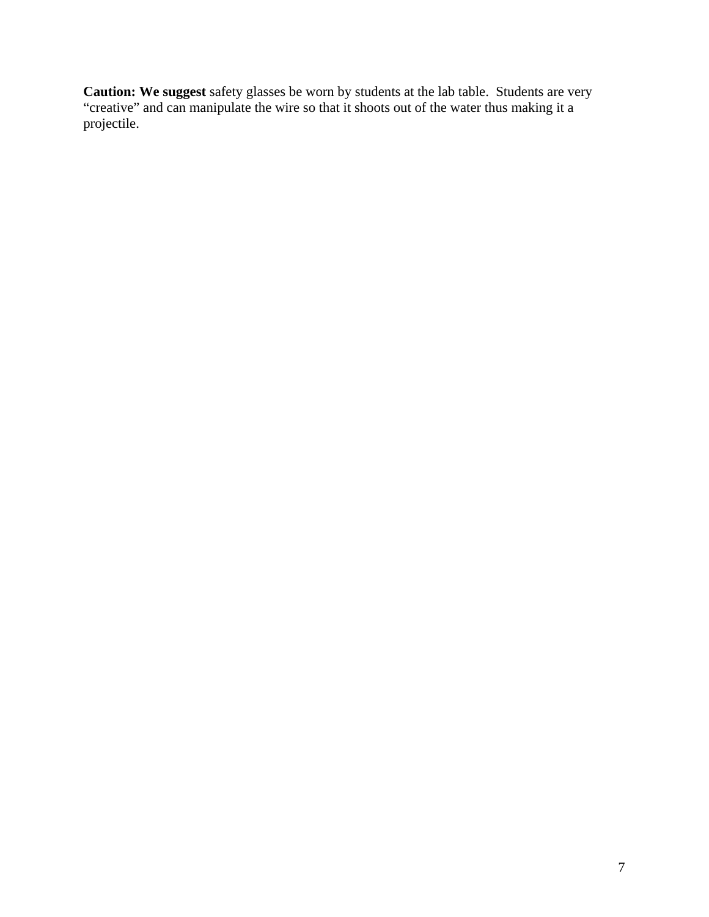**Caution: We suggest** safety glasses be worn by students at the lab table. Students are very "creative" and can manipulate the wire so that it shoots out of the water thus making it a projectile.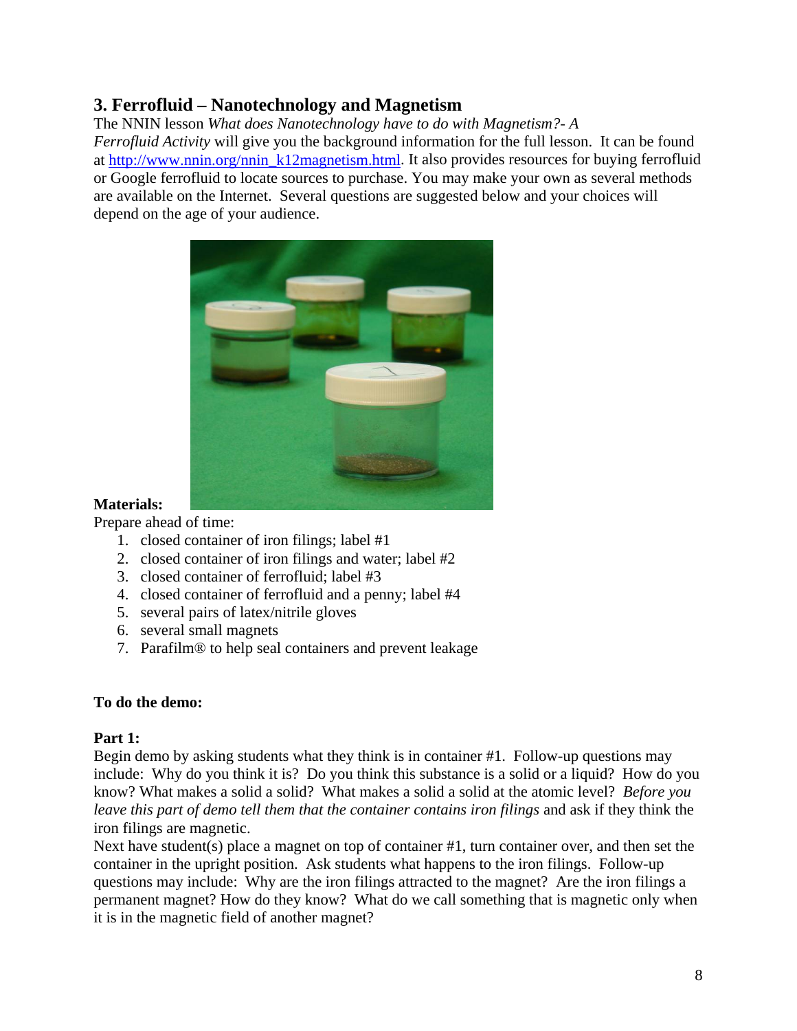## 3. Ferrofluid – Nanotechnology and Magnetism

The NNIN lesson *What does Nanotechnology have to do with Magnetism?- A Ferrofluid Activity* will give you the background information for the full lesson. It can be found at [http://www.nnin.org/nnin_k12magnetism.html](http://www.nnin.org/nnin_k12magnetism.html). It also provides resources for buying ferrofluid or Google ferrofluid to locate sources to purchase. You may make your own as several methods are available on the Internet. Several questions are suggested below and your choices will depend on the age of your audience.

**Materials:**

Prepare ahead of time:

1. closed container of iron filings; label #1
2. closed container of iron filings and water; label #2
3. closed container of ferrofluid; label #3
4. closed container of ferrofluid and a penny; label #4
5. several pairs of latex/nitrile gloves
6. several small magnets
7. Parafilm® to help seal containers and prevent leakage

**To do the demo:**

**Part 1:**

Begin demo by asking students what they think is in container #1. Follow-up questions may include: Why do you think it is? Do you think this substance is a solid or a liquid? How do you know? What makes a solid a solid? What makes a solid a solid at the atomic level? *Before you leave this part of demo tell them that the container contains iron filings* and ask if they think the iron filings are magnetic.

Next have student(s) place a magnet on top of container #1, turn container over, and then set the container in the upright position. Ask students what happens to the iron filings. Follow-up questions may include: Why are the iron filings attracted to the magnet? Are the iron filings a permanent magnet? How do they know? What do we call something that is magnetic only when it is in the magnetic field of another magnet?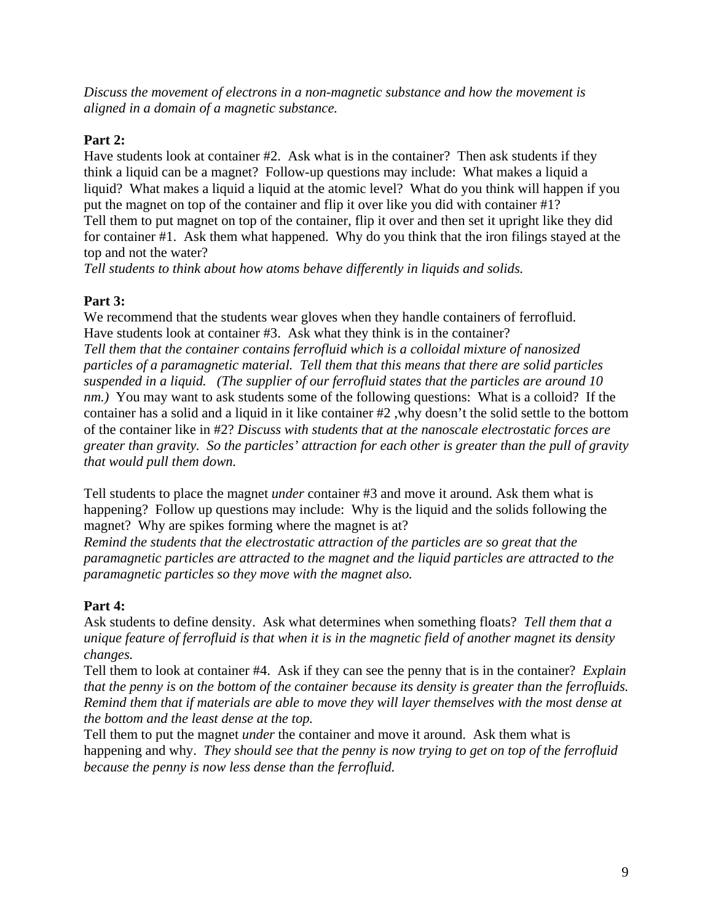*Discuss the movement of electrons in a non-magnetic substance and how the movement is aligned in a domain of a magnetic substance.*

**Part 2:**

Have students look at container #2. Ask what is in the container? Then ask students if they think a liquid can be a magnet? Follow-up questions may include: What makes a liquid a liquid? What makes a liquid a liquid at the atomic level? What do you think will happen if you put the magnet on top of the container and flip it over like you did with container #1? Tell them to put magnet on top of the container, flip it over and then set it upright like they did for container #1. Ask them what happened. Why do you think that the iron filings stayed at the top and not the water?

*Tell students to think about how atoms behave differently in liquids and solids.*

**Part 3:**

We recommend that the students wear gloves when they handle containers of ferrofluid. Have students look at container #3. Ask what they think is in the container?

*Tell them that the container contains ferrofluid which is a colloidal mixture of nanosized particles of a paramagnetic material. Tell them that this means that there are solid particles suspended in a liquid. (The supplier of our ferrofluid states that the particles are around 10 nm.)* You may want to ask students some of the following questions: What is a colloid? If the container has a solid and a liquid in it like container #2 ,why doesn't the solid settle to the bottom of the container like in #2? *Discuss with students that at the nanoscale electrostatic forces are greater than gravity. So the particles' attraction for each other is greater than the pull of gravity that would pull them down.*

Tell students to place the magnet *under* container #3 and move it around. Ask them what is happening? Follow up questions may include: Why is the liquid and the solids following the magnet? Why are spikes forming where the magnet is at?

*Remind the students that the electrostatic attraction of the particles are so great that the paramagnetic particles are attracted to the magnet and the liquid particles are attracted to the paramagnetic particles so they move with the magnet also.*

**Part 4:**

Ask students to define density. Ask what determines when something floats? *Tell them that a unique feature of ferrofluid is that when it is in the magnetic field of another magnet its density changes.*

Tell them to look at container #4. Ask if they can see the penny that is in the container? *Explain that the penny is on the bottom of the container because its density is greater than the ferrofluids. Remind them that if materials are able to move they will layer themselves with the most dense at the bottom and the least dense at the top.*

Tell them to put the magnet *under* the container and move it around. Ask them what is happening and why. *They should see that the penny is now trying to get on top of the ferrofluid because the penny is now less dense than the ferrofluid.*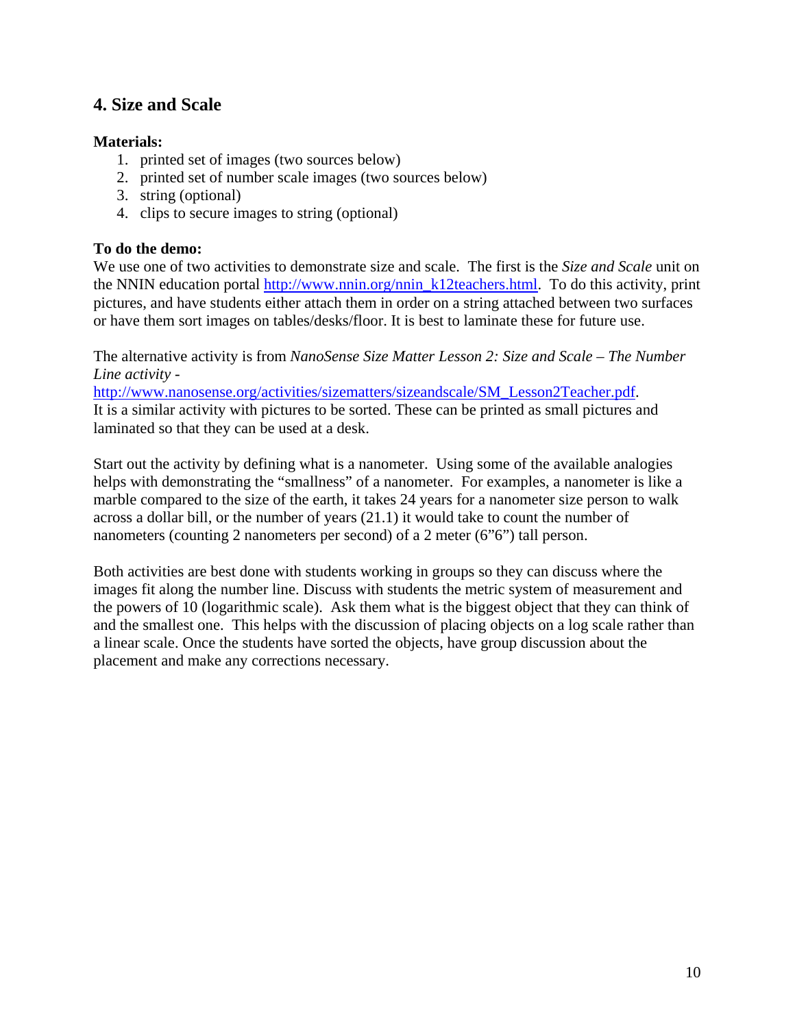## 4. Size and Scale

**Materials:**

1. printed set of images (two sources below)
2. printed set of number scale images (two sources below)
3. string (optional)
4. clips to secure images to string (optional)

**To do the demo:**

We use one of two activities to demonstrate size and scale. The first is the *Size and Scale* unit on the NNIN education portal http://www.nnin.org/nnin_k12teachers.html. To do this activity, print pictures, and have students either attach them in order on a string attached between two surfaces or have them sort images on tables/desks/floor. It is best to laminate these for future use.

The alternative activity is from *NanoSense Size Matter Lesson 2: Size and Scale – The Number Line activity* - http://www.nanosense.org/activities/sizematters/sizeandscale/SM_Lesson2Teacher.pdf. It is a similar activity with pictures to be sorted. These can be printed as small pictures and laminated so that they can be used at a desk.

Start out the activity by defining what is a nanometer. Using some of the available analogies helps with demonstrating the "smallness" of a nanometer. For examples, a nanometer is like a marble compared to the size of the earth, it takes 24 years for a nanometer size person to walk across a dollar bill, or the number of years (21.1) it would take to count the number of nanometers (counting 2 nanometers per second) of a 2 meter (6"6") tall person.

Both activities are best done with students working in groups so they can discuss where the images fit along the number line. Discuss with students the metric system of measurement and the powers of 10 (logarithmic scale). Ask them what is the biggest object that they can think of and the smallest one. This helps with the discussion of placing objects on a log scale rather than a linear scale. Once the students have sorted the objects, have group discussion about the placement and make any corrections necessary.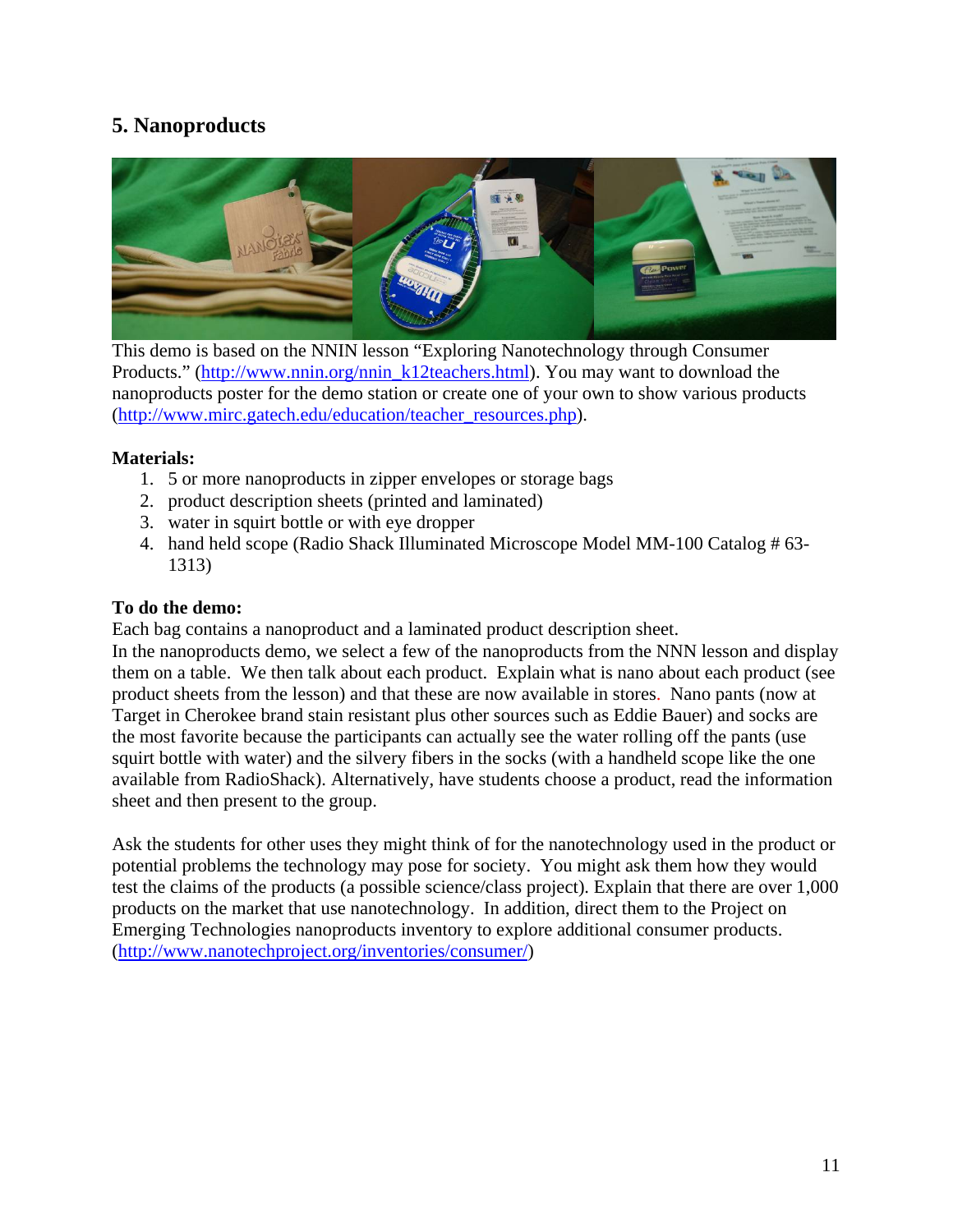## 5. Nanoproducts

This demo is based on the NNIN lesson "Exploring Nanotechnology through Consumer Products." (http://www.nnin.org/nnin_k12teachers.html). You may want to download the nanoproducts poster for the demo station or create one of your own to show various products (http://www.mirc.gatech.edu/education/teacher_resources.php).

**Materials:**

1. 5 or more nanoproducts in zipper envelopes or storage bags
2. product description sheets (printed and laminated)
3. water in squirt bottle or with eye dropper
4. hand held scope (Radio Shack Illuminated Microscope Model MM-100 Catalog # 63-1313)

**To do the demo:**

Each bag contains a nanoproduct and a laminated product description sheet.
In the nanoproducts demo, we select a few of the nanoproducts from the NNN lesson and display them on a table. We then talk about each product. Explain what is nano about each product (see product sheets from the lesson) and that these are now available in stores. Nano pants (now at Target in Cherokee brand stain resistant plus other sources such as Eddie Bauer) and socks are the most favorite because the participants can actually see the water rolling off the pants (use squirt bottle with water) and the silvery fibers in the socks (with a handheld scope like the one available from RadioShack). Alternatively, have students choose a product, read the information sheet and then present to the group.

Ask the students for other uses they might think of for the nanotechnology used in the product or potential problems the technology may pose for society. You might ask them how they would test the claims of the products (a possible science/class project). Explain that there are over 1,000 products on the market that use nanotechnology. In addition, direct them to the Project on Emerging Technologies nanoproducts inventory to explore additional consumer products. (http://www.nanotechproject.org/inventories/consumer/)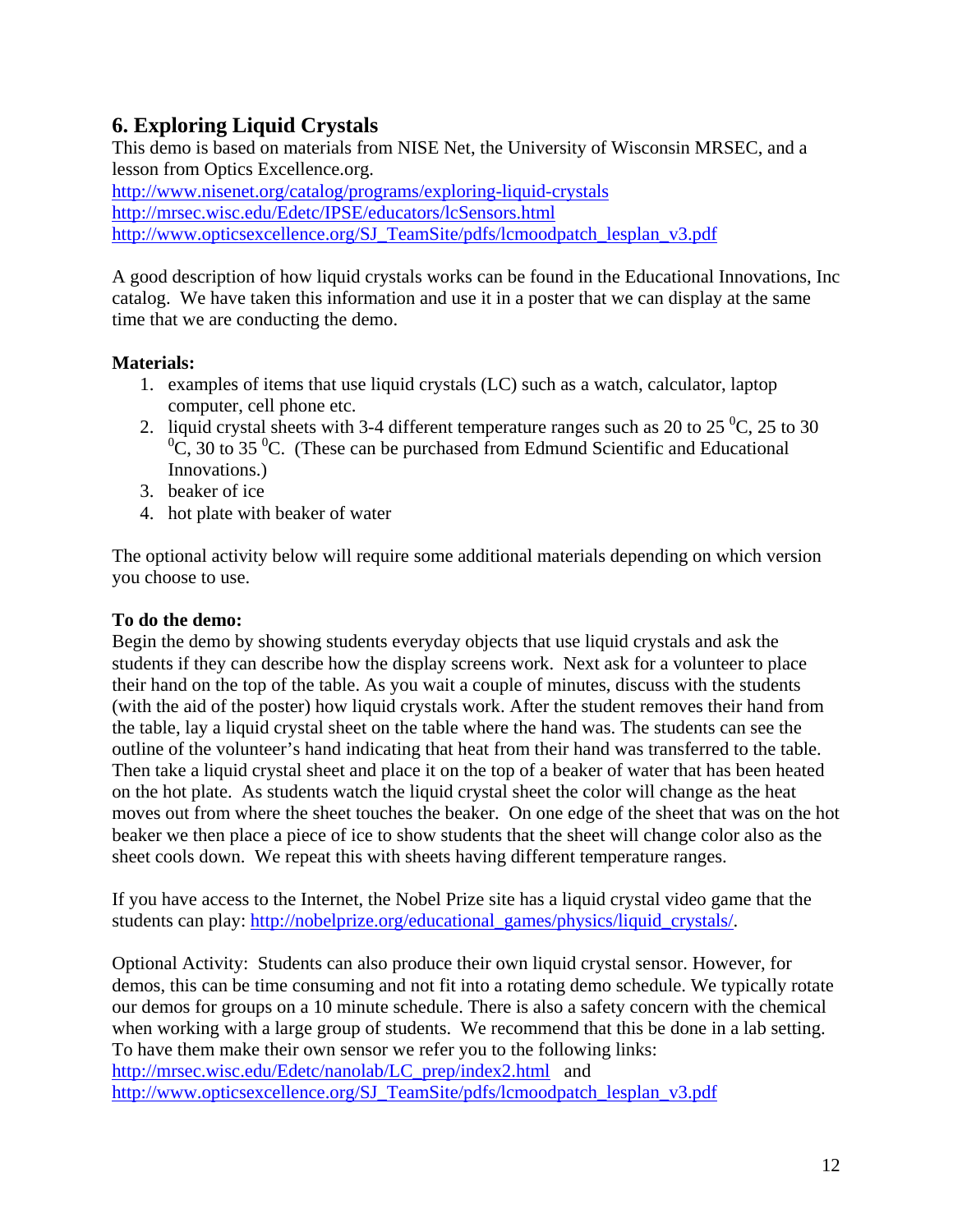## 6. Exploring Liquid Crystals

This demo is based on materials from NISE Net, the University of Wisconsin MRSEC, and a lesson from Optics Excellence.org.
http://www.nisenet.org/catalog/programs/exploring-liquid-crystals
http://mrsec.wisc.edu/Edetc/IPSE/educators/lcSensors.html
http://www.opticsexcellence.org/SJ_TeamSite/pdfs/lcmoodpatch_lesplan_v3.pdf

A good description of how liquid crystals works can be found in the Educational Innovations, Inc catalog. We have taken this information and use it in a poster that we can display at the same time that we are conducting the demo.

**Materials:**

1. examples of items that use liquid crystals (LC) such as a watch, calculator, laptop computer, cell phone etc.
2. liquid crystal sheets with 3-4 different temperature ranges such as 20 to 25 $^0$C, 25 to 30 $^0$C, 30 to 35 $^0$C. (These can be purchased from Edmund Scientific and Educational Innovations.)
3. beaker of ice
4. hot plate with beaker of water

The optional activity below will require some additional materials depending on which version you choose to use.

**To do the demo:**
Begin the demo by showing students everyday objects that use liquid crystals and ask the students if they can describe how the display screens work. Next ask for a volunteer to place their hand on the top of the table. As you wait a couple of minutes, discuss with the students (with the aid of the poster) how liquid crystals work. After the student removes their hand from the table, lay a liquid crystal sheet on the table where the hand was. The students can see the outline of the volunteer's hand indicating that heat from their hand was transferred to the table. Then take a liquid crystal sheet and place it on the top of a beaker of water that has been heated on the hot plate. As students watch the liquid crystal sheet the color will change as the heat moves out from where the sheet touches the beaker. On one edge of the sheet that was on the hot beaker we then place a piece of ice to show students that the sheet will change color also as the sheet cools down. We repeat this with sheets having different temperature ranges.

If you have access to the Internet, the Nobel Prize site has a liquid crystal video game that the students can play: http://nobelprize.org/educational_games/physics/liquid_crystals/.

Optional Activity: Students can also produce their own liquid crystal sensor. However, for demos, this can be time consuming and not fit into a rotating demo schedule. We typically rotate our demos for groups on a 10 minute schedule. There is also a safety concern with the chemical when working with a large group of students. We recommend that this be done in a lab setting. To have them make their own sensor we refer you to the following links:
http://mrsec.wisc.edu/Edetc/nanolab/LC_prep/index2.html and
http://www.opticsexcellence.org/SJ_TeamSite/pdfs/lcmoodpatch_lesplan_v3.pdf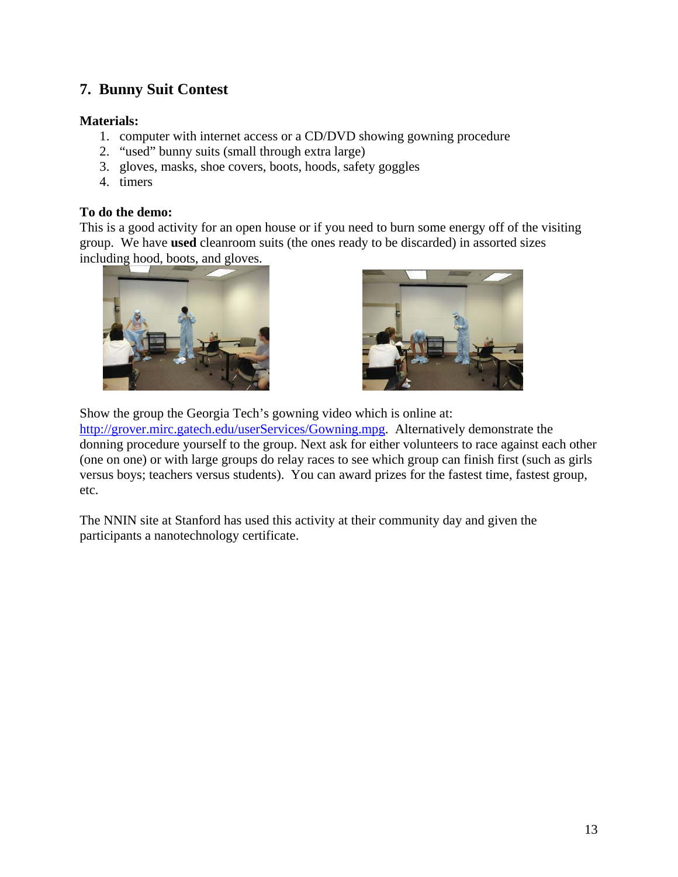## 7. Bunny Suit Contest

**Materials:**

1. computer with internet access or a CD/DVD showing gowning procedure
2. "used" bunny suits (small through extra large)
3. gloves, masks, shoe covers, boots, hoods, safety goggles
4. timers

**To do the demo:**

This is a good activity for an open house or if you need to burn some energy off of the visiting group. We have **used** cleanroom suits (the ones ready to be discarded) in assorted sizes including hood, boots, and gloves.

Show the group the Georgia Tech's gowning video which is online at: http://grover.mirc.gatech.edu/userServices/Gowning.mpg. Alternatively demonstrate the donning procedure yourself to the group. Next ask for either volunteers to race against each other (one on one) or with large groups do relay races to see which group can finish first (such as girls versus boys; teachers versus students). You can award prizes for the fastest time, fastest group, etc.

The NNIN site at Stanford has used this activity at their community day and given the participants a nanotechnology certificate.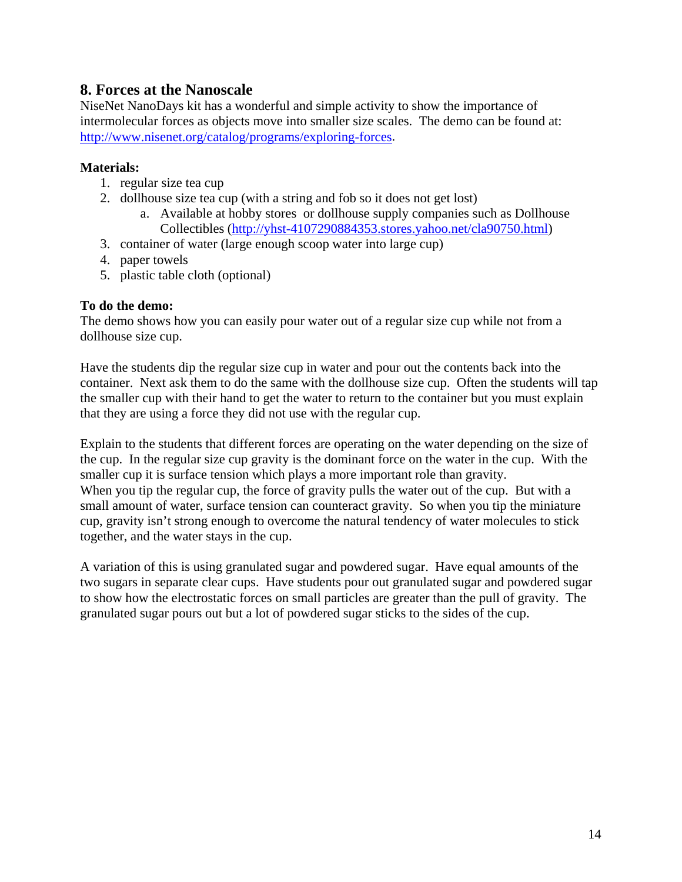## 8. Forces at the Nanoscale

NiseNet NanoDays kit has a wonderful and simple activity to show the importance of intermolecular forces as objects move into smaller size scales. The demo can be found at: http://www.nisenet.org/catalog/programs/exploring-forces.

**Materials:**

1. regular size tea cup
2. dollhouse size tea cup (with a string and fob so it does not get lost)
   a. Available at hobby stores or dollhouse supply companies such as Dollhouse Collectibles (http://yhst-4107290884353.stores.yahoo.net/cla90750.html)
3. container of water (large enough scoop water into large cup)
4. paper towels
5. plastic table cloth (optional)

**To do the demo:**

The demo shows how you can easily pour water out of a regular size cup while not from a dollhouse size cup.

Have the students dip the regular size cup in water and pour out the contents back into the container. Next ask them to do the same with the dollhouse size cup. Often the students will tap the smaller cup with their hand to get the water to return to the container but you must explain that they are using a force they did not use with the regular cup.

Explain to the students that different forces are operating on the water depending on the size of the cup. In the regular size cup gravity is the dominant force on the water in the cup. With the smaller cup it is surface tension which plays a more important role than gravity.
When you tip the regular cup, the force of gravity pulls the water out of the cup. But with a small amount of water, surface tension can counteract gravity. So when you tip the miniature cup, gravity isn't strong enough to overcome the natural tendency of water molecules to stick together, and the water stays in the cup.

A variation of this is using granulated sugar and powdered sugar. Have equal amounts of the two sugars in separate clear cups. Have students pour out granulated sugar and powdered sugar to show how the electrostatic forces on small particles are greater than the pull of gravity. The granulated sugar pours out but a lot of powdered sugar sticks to the sides of the cup.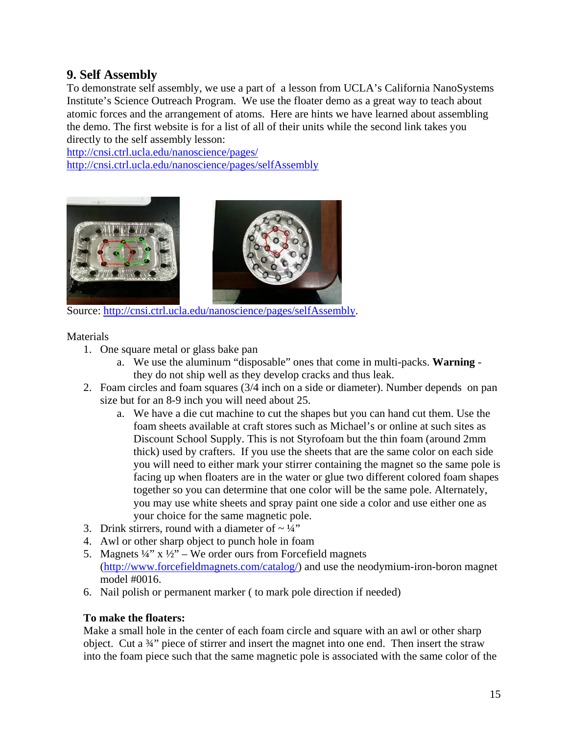## 9. Self Assembly

To demonstrate self assembly, we use a part of a lesson from UCLA's California NanoSystems Institute's Science Outreach Program. We use the floater demo as a great way to teach about atomic forces and the arrangement of atoms. Here are hints we have learned about assembling the demo. The first website is for a list of all of their units while the second link takes you directly to the self assembly lesson:
http://cnsi.ctrl.ucla.edu/nanoscience/pages/
http://cnsi.ctrl.ucla.edu/nanoscience/pages/selfAssembly

Source: http://cnsi.ctrl.ucla.edu/nanoscience/pages/selfAssembly.

Materials

1. One square metal or glass bake pan
    a. We use the aluminum "disposable" ones that come in multi-packs. **Warning** - they do not ship well as they develop cracks and thus leak.
2. Foam circles and foam squares (3/4 inch on a side or diameter). Number depends on pan size but for an 8-9 inch you will need about 25.
    a. We have a die cut machine to cut the shapes but you can hand cut them. Use the foam sheets available at craft stores such as Michael's or online at such sites as Discount School Supply. This is not Styrofoam but the thin foam (around 2mm thick) used by crafters. If you use the sheets that are the same color on each side you will need to either mark your stirrer containing the magnet so the same pole is facing up when floaters are in the water or glue two different colored foam shapes together so you can determine that one color will be the same pole. Alternately, you may use white sheets and spray paint one side a color and use either one as your choice for the same magnetic pole.
3. Drink stirrers, round with a diameter of ~ ¼"
4. Awl or other sharp object to punch hole in foam
5. Magnets ¼" x ½" – We order ours from Forcefield magnets (http://www.forcefieldmagnets.com/catalog/) and use the neodymium-iron-boron magnet model #0016.
6. Nail polish or permanent marker ( to mark pole direction if needed)

**To make the floaters:**

Make a small hole in the center of each foam circle and square with an awl or other sharp object. Cut a ¾" piece of stirrer and insert the magnet into one end. Then insert the straw into the foam piece such that the same magnetic pole is associated with the same color of the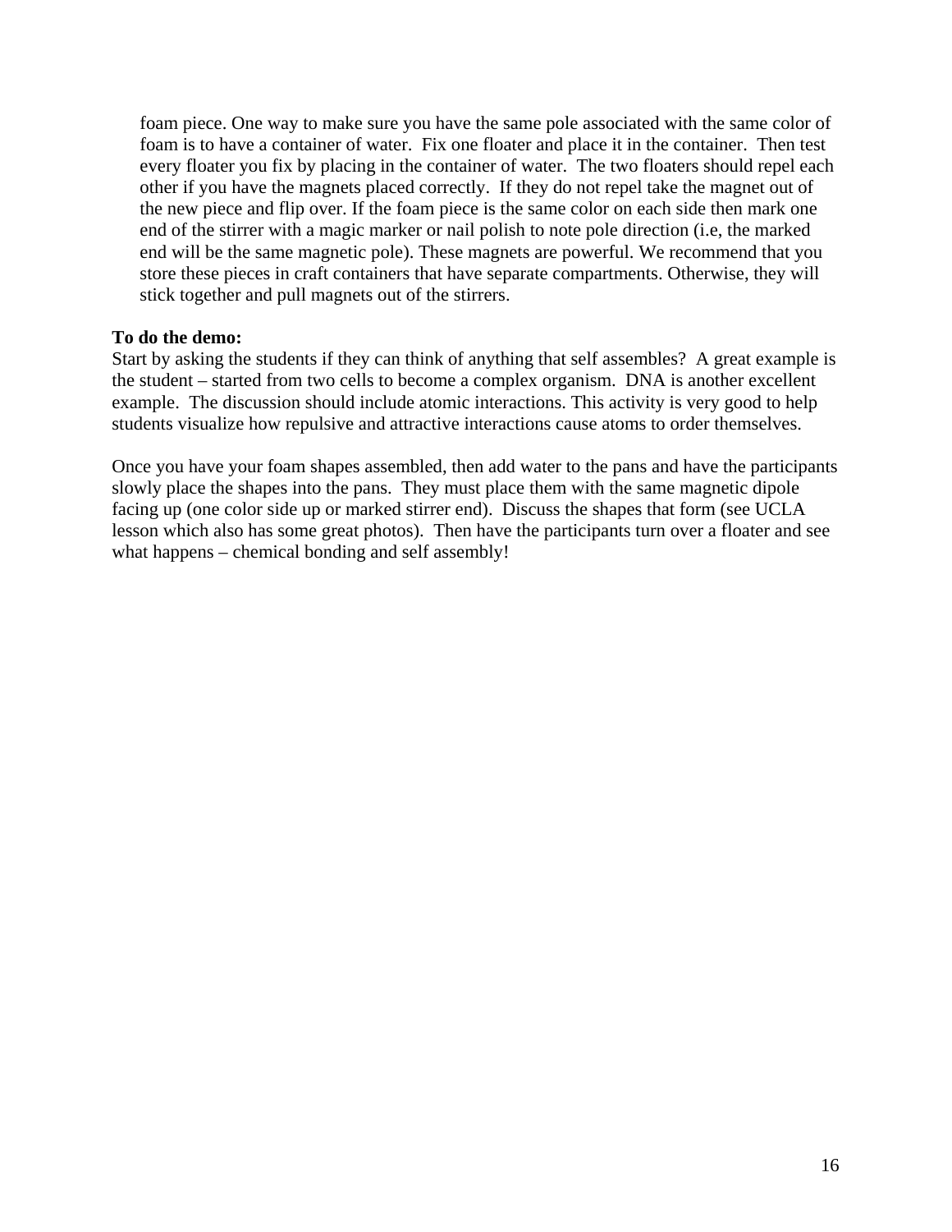foam piece. One way to make sure you have the same pole associated with the same color of foam is to have a container of water. Fix one floater and place it in the container. Then test every floater you fix by placing in the container of water. The two floaters should repel each other if you have the magnets placed correctly. If they do not repel take the magnet out of the new piece and flip over. If the foam piece is the same color on each side then mark one end of the stirrer with a magic marker or nail polish to note pole direction (i.e, the marked end will be the same magnetic pole). These magnets are powerful. We recommend that you store these pieces in craft containers that have separate compartments. Otherwise, they will stick together and pull magnets out of the stirrers.

**To do the demo:**

Start by asking the students if they can think of anything that self assembles? A great example is the student – started from two cells to become a complex organism. DNA is another excellent example. The discussion should include atomic interactions. This activity is very good to help students visualize how repulsive and attractive interactions cause atoms to order themselves.

Once you have your foam shapes assembled, then add water to the pans and have the participants slowly place the shapes into the pans. They must place them with the same magnetic dipole facing up (one color side up or marked stirrer end). Discuss the shapes that form (see UCLA lesson which also has some great photos). Then have the participants turn over a floater and see what happens – chemical bonding and self assembly!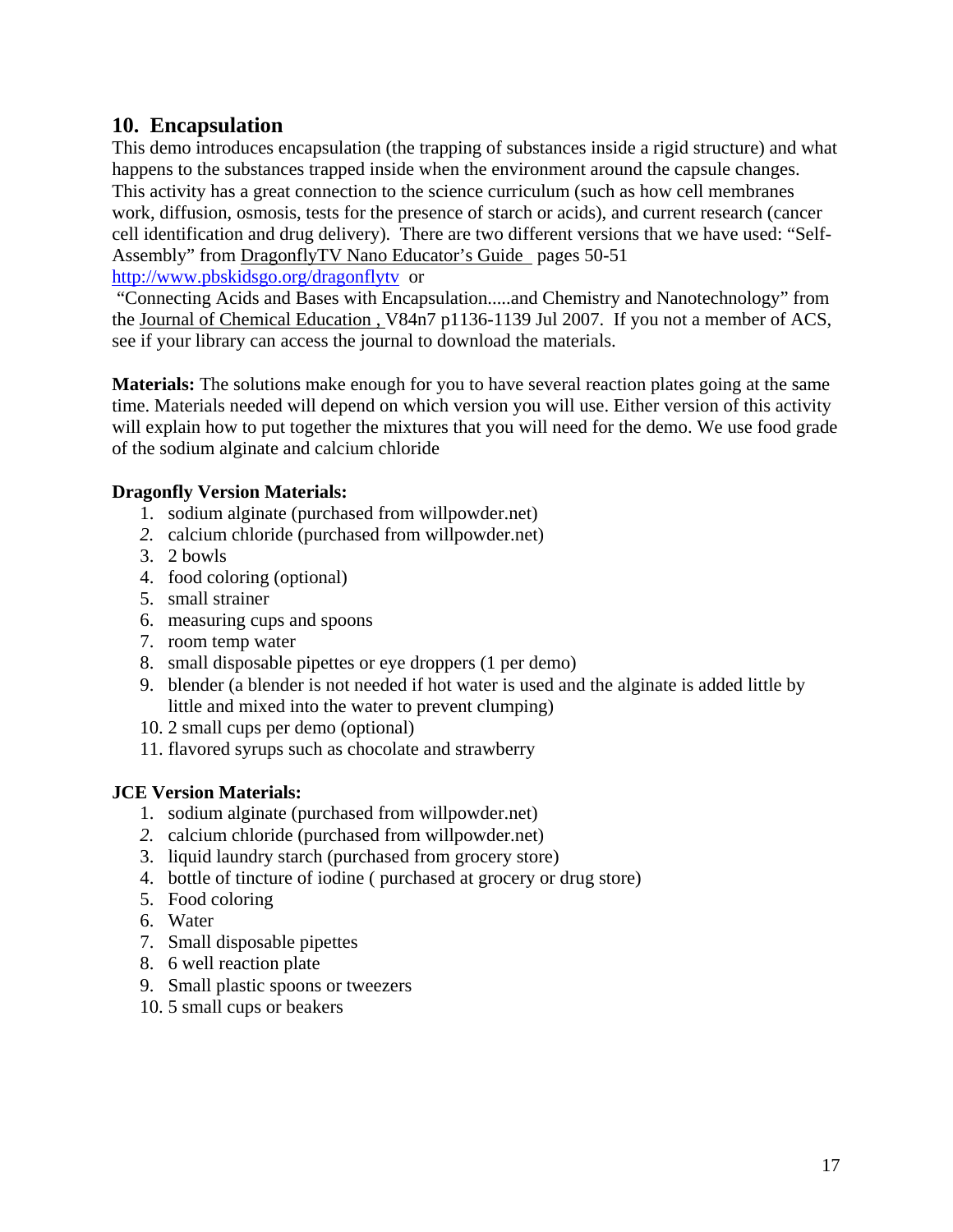## 10. Encapsulation

This demo introduces encapsulation (the trapping of substances inside a rigid structure) and what happens to the substances trapped inside when the environment around the capsule changes. This activity has a great connection to the science curriculum (such as how cell membranes work, diffusion, osmosis, tests for the presence of starch or acids), and current research (cancer cell identification and drug delivery). There are two different versions that we have used: "Self-Assembly" from DragonflyTV Nano Educator's Guide pages 50-51 http://www.pbskidsgo.org/dragonflytv or

"Connecting Acids and Bases with Encapsulation.....and Chemistry and Nanotechnology" from the Journal of Chemical Education , V84n7 p1136-1139 Jul 2007. If you not a member of ACS, see if your library can access the journal to download the materials.

**Materials:** The solutions make enough for you to have several reaction plates going at the same time. Materials needed will depend on which version you will use. Either version of this activity will explain how to put together the mixtures that you will need for the demo. We use food grade of the sodium alginate and calcium chloride

**Dragonfly Version Materials:**

1. sodium alginate (purchased from willpowder.net)
2. calcium chloride (purchased from willpowder.net)
3. 2 bowls
4. food coloring (optional)
5. small strainer
6. measuring cups and spoons
7. room temp water
8. small disposable pipettes or eye droppers (1 per demo)
9. blender (a blender is not needed if hot water is used and the alginate is added little by little and mixed into the water to prevent clumping)
10. 2 small cups per demo (optional)
11. flavored syrups such as chocolate and strawberry

**JCE Version Materials:**

1. sodium alginate (purchased from willpowder.net)
2. calcium chloride (purchased from willpowder.net)
3. liquid laundry starch (purchased from grocery store)
4. bottle of tincture of iodine ( purchased at grocery or drug store)
5. Food coloring
6. Water
7. Small disposable pipettes
8. 6 well reaction plate
9. Small plastic spoons or tweezers
10. 5 small cups or beakers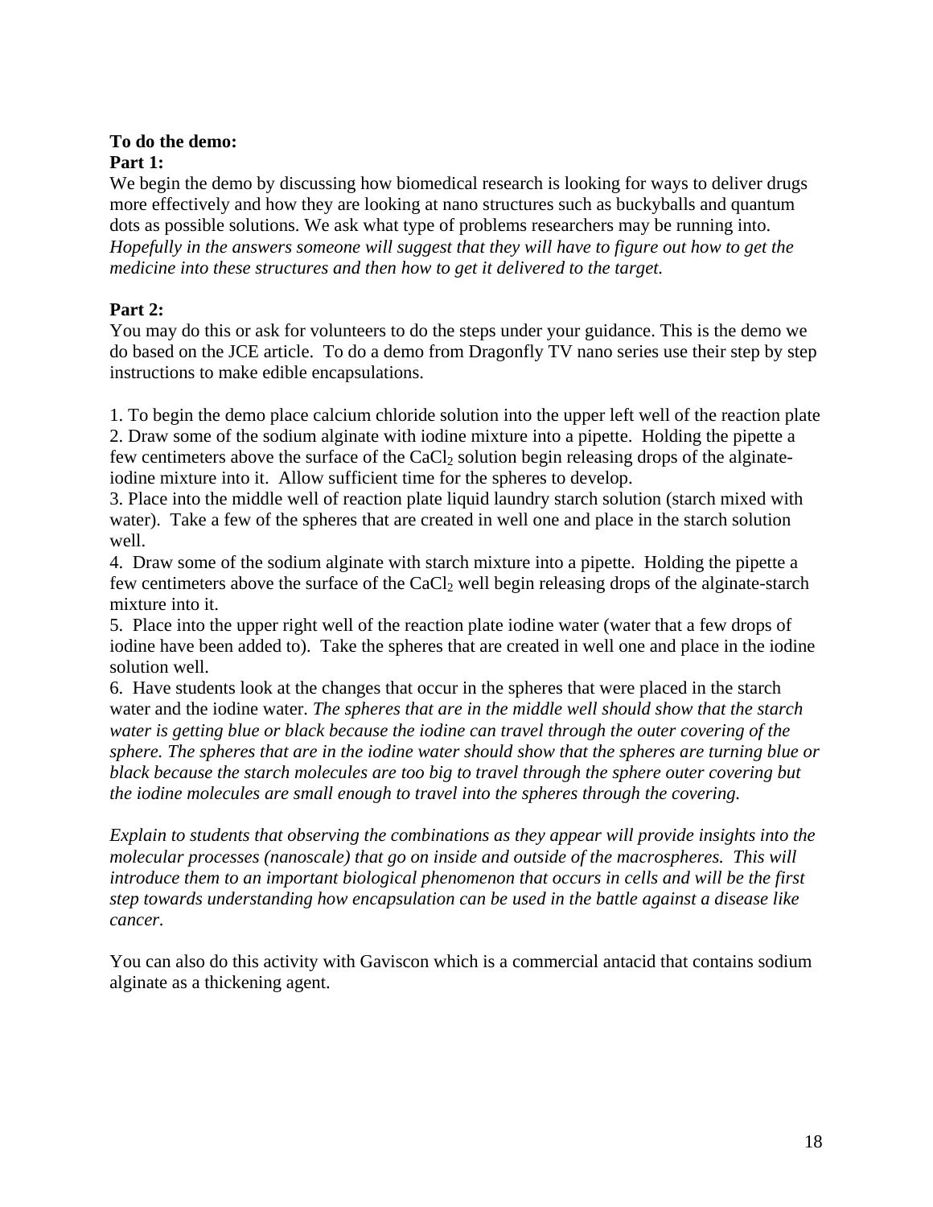**To do the demo:**

**Part 1:**

We begin the demo by discussing how biomedical research is looking for ways to deliver drugs more effectively and how they are looking at nano structures such as buckyballs and quantum dots as possible solutions. We ask what type of problems researchers may be running into. *Hopefully in the answers someone will suggest that they will have to figure out how to get the medicine into these structures and then how to get it delivered to the target.*

**Part 2:**

You may do this or ask for volunteers to do the steps under your guidance. This is the demo we do based on the JCE article. To do a demo from Dragonfly TV nano series use their step by step instructions to make edible encapsulations.

1. To begin the demo place calcium chloride solution into the upper left well of the reaction plate
2. Draw some of the sodium alginate with iodine mixture into a pipette. Holding the pipette a few centimeters above the surface of the $CaCl_2$ solution begin releasing drops of the alginate-iodine mixture into it. Allow sufficient time for the spheres to develop.
3. Place into the middle well of reaction plate liquid laundry starch solution (starch mixed with water). Take a few of the spheres that are created in well one and place in the starch solution well.
4. Draw some of the sodium alginate with starch mixture into a pipette. Holding the pipette a few centimeters above the surface of the $CaCl_2$ well begin releasing drops of the alginate-starch mixture into it.
5. Place into the upper right well of the reaction plate iodine water (water that a few drops of iodine have been added to). Take the spheres that are created in well one and place in the iodine solution well.
6. Have students look at the changes that occur in the spheres that were placed in the starch water and the iodine water. *The spheres that are in the middle well should show that the starch water is getting blue or black because the iodine can travel through the outer covering of the sphere. The spheres that are in the iodine water should show that the spheres are turning blue or black because the starch molecules are too big to travel through the sphere outer covering but the iodine molecules are small enough to travel into the spheres through the covering.*

*Explain to students that observing the combinations as they appear will provide insights into the molecular processes (nanoscale) that go on inside and outside of the macrospheres. This will introduce them to an important biological phenomenon that occurs in cells and will be the first step towards understanding how encapsulation can be used in the battle against a disease like cancer.*

You can also do this activity with Gaviscon which is a commercial antacid that contains sodium alginate as a thickening agent.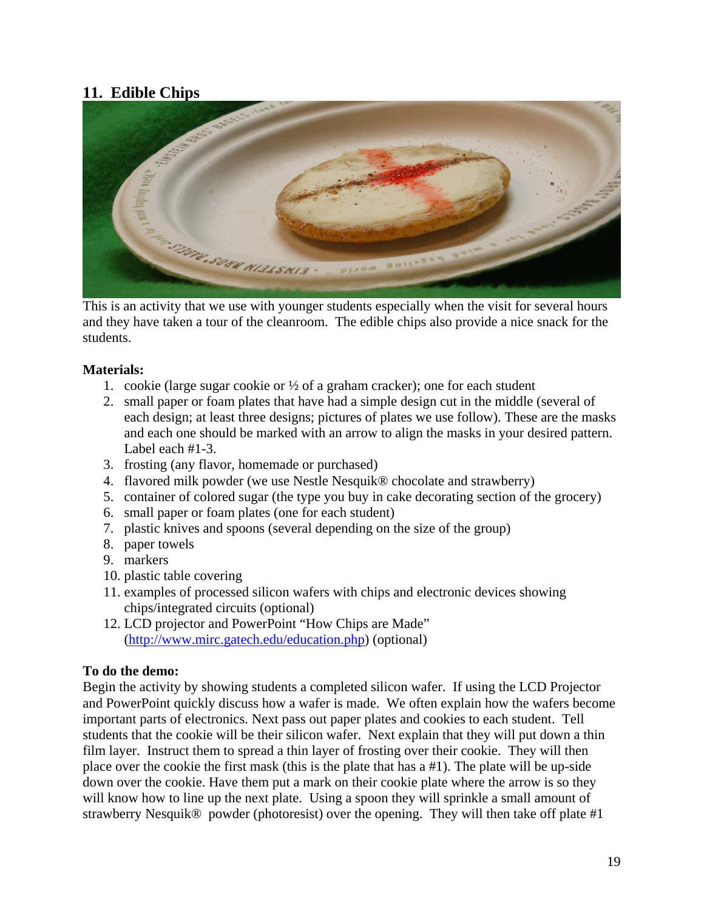## 11. Edible Chips

This is an activity that we use with younger students especially when the visit for several hours and they have taken a tour of the cleanroom. The edible chips also provide a nice snack for the students.

**Materials:**

1. cookie (large sugar cookie or ½ of a graham cracker); one for each student
2. small paper or foam plates that have had a simple design cut in the middle (several of each design; at least three designs; pictures of plates we use follow). These are the masks and each one should be marked with an arrow to align the masks in your desired pattern. Label each #1-3.
3. frosting (any flavor, homemade or purchased)
4. flavored milk powder (we use Nestle Nesquik® chocolate and strawberry)
5. container of colored sugar (the type you buy in cake decorating section of the grocery)
6. small paper or foam plates (one for each student)
7. plastic knives and spoons (several depending on the size of the group)
8. paper towels
9. markers
10. plastic table covering
11. examples of processed silicon wafers with chips and electronic devices showing chips/integrated circuits (optional)
12. LCD projector and PowerPoint "How Chips are Made" (http://www.mirc.gatech.edu/education.php) (optional)

**To do the demo:**

Begin the activity by showing students a completed silicon wafer. If using the LCD Projector and PowerPoint quickly discuss how a wafer is made. We often explain how the wafers become important parts of electronics. Next pass out paper plates and cookies to each student. Tell students that the cookie will be their silicon wafer. Next explain that they will put down a thin film layer. Instruct them to spread a thin layer of frosting over their cookie. They will then place over the cookie the first mask (this is the plate that has a #1). The plate will be up-side down over the cookie. Have them put a mark on their cookie plate where the arrow is so they will know how to line up the next plate. Using a spoon they will sprinkle a small amount of strawberry Nesquik® powder (photoresist) over the opening. They will then take off plate #1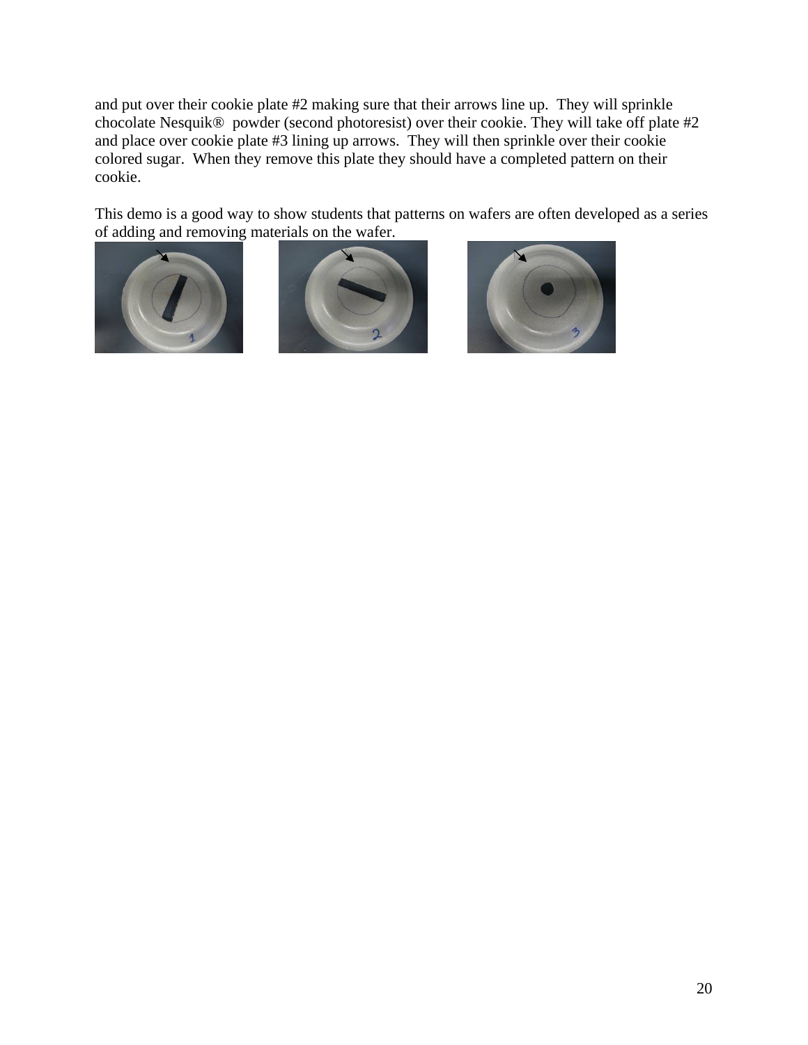and put over their cookie plate #2 making sure that their arrows line up. They will sprinkle chocolate Nesquik® powder (second photoresist) over their cookie. They will take off plate #2 and place over cookie plate #3 lining up arrows. They will then sprinkle over their cookie colored sugar. When they remove this plate they should have a completed pattern on their cookie.

This demo is a good way to show students that patterns on wafers are often developed as a series of adding and removing materials on the wafer.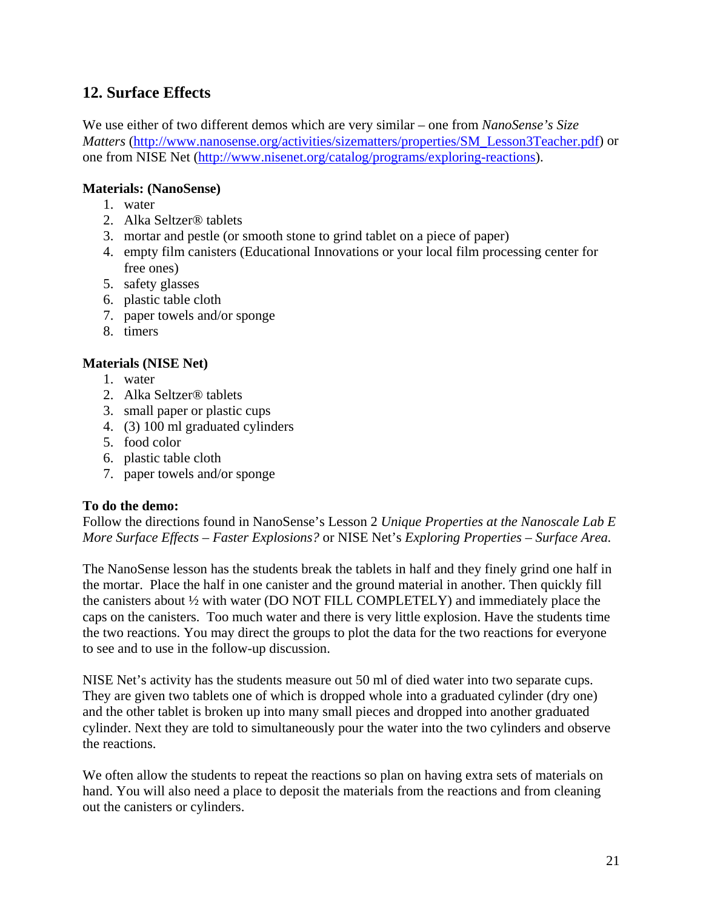## 12. Surface Effects

We use either of two different demos which are very similar – one from *NanoSense's Size Matters* (http://www.nanosense.org/activities/sizematters/properties/SM_Lesson3Teacher.pdf) or one from NISE Net (http://www.nisenet.org/catalog/programs/exploring-reactions).

**Materials: (NanoSense)**

1. water
2. Alka Seltzer® tablets
3. mortar and pestle (or smooth stone to grind tablet on a piece of paper)
4. empty film canisters (Educational Innovations or your local film processing center for free ones)
5. safety glasses
6. plastic table cloth
7. paper towels and/or sponge
8. timers

**Materials (NISE Net)**

1. water
2. Alka Seltzer® tablets
3. small paper or plastic cups
4. (3) 100 ml graduated cylinders
5. food color
6. plastic table cloth
7. paper towels and/or sponge

**To do the demo:**
Follow the directions found in NanoSense's Lesson 2 *Unique Properties at the Nanoscale Lab E More Surface Effects – Faster Explosions?* or NISE Net's *Exploring Properties – Surface Area.*

The NanoSense lesson has the students break the tablets in half and they finely grind one half in the mortar. Place the half in one canister and the ground material in another. Then quickly fill the canisters about ½ with water (DO NOT FILL COMPLETELY) and immediately place the caps on the canisters. Too much water and there is very little explosion. Have the students time the two reactions. You may direct the groups to plot the data for the two reactions for everyone to see and to use in the follow-up discussion.

NISE Net's activity has the students measure out 50 ml of died water into two separate cups. They are given two tablets one of which is dropped whole into a graduated cylinder (dry one) and the other tablet is broken up into many small pieces and dropped into another graduated cylinder. Next they are told to simultaneously pour the water into the two cylinders and observe the reactions.

We often allow the students to repeat the reactions so plan on having extra sets of materials on hand. You will also need a place to deposit the materials from the reactions and from cleaning out the canisters or cylinders.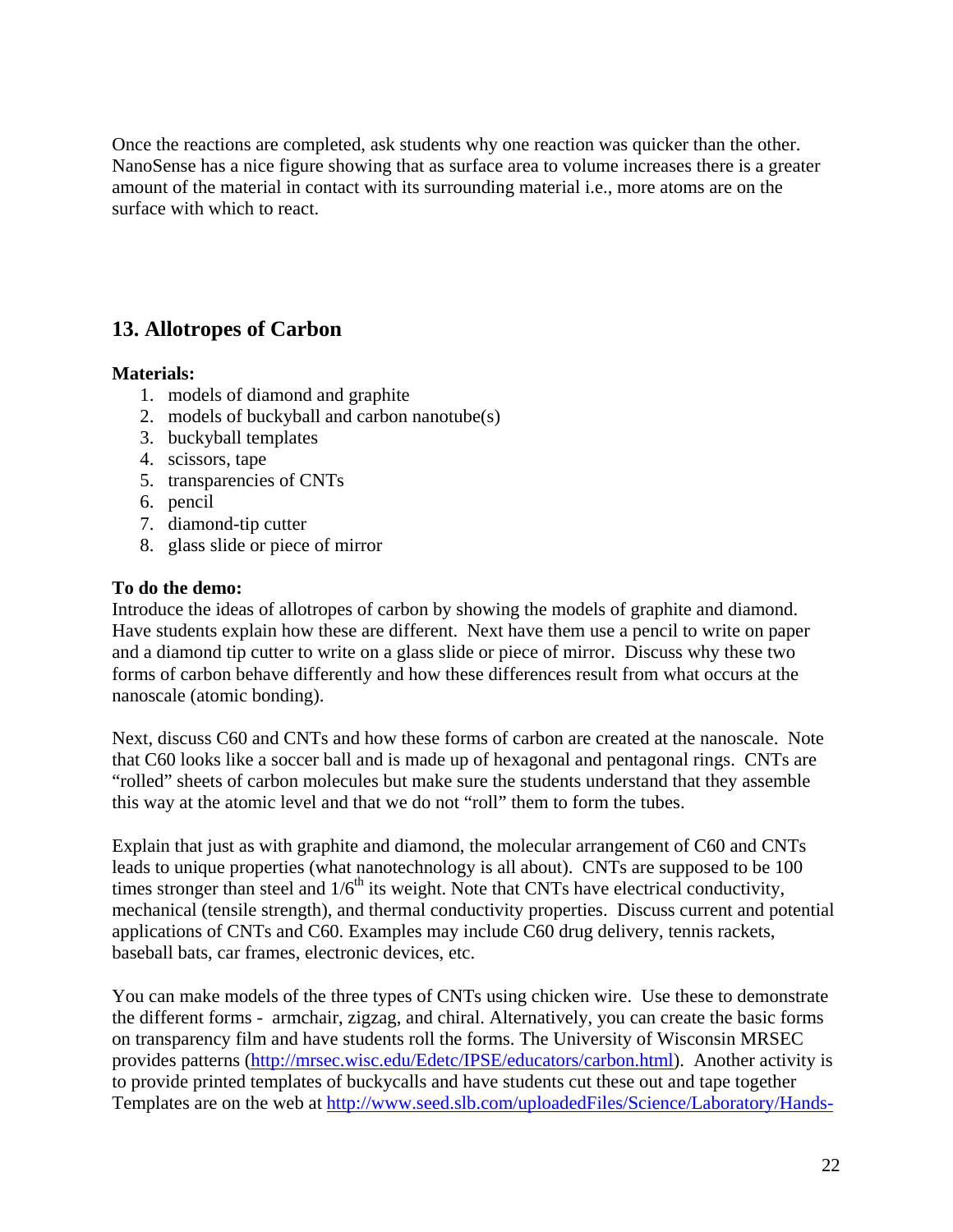Once the reactions are completed, ask students why one reaction was quicker than the other. NanoSense has a nice figure showing that as surface area to volume increases there is a greater amount of the material in contact with its surrounding material i.e., more atoms are on the surface with which to react.

## 13. Allotropes of Carbon

**Materials:**

1. models of diamond and graphite
2. models of buckyball and carbon nanotube(s)
3. buckyball templates
4. scissors, tape
5. transparencies of CNTs
6. pencil
7. diamond-tip cutter
8. glass slide or piece of mirror

**To do the demo:**

Introduce the ideas of allotropes of carbon by showing the models of graphite and diamond. Have students explain how these are different. Next have them use a pencil to write on paper and a diamond tip cutter to write on a glass slide or piece of mirror. Discuss why these two forms of carbon behave differently and how these differences result from what occurs at the nanoscale (atomic bonding).

Next, discuss C60 and CNTs and how these forms of carbon are created at the nanoscale. Note that C60 looks like a soccer ball and is made up of hexagonal and pentagonal rings. CNTs are "rolled" sheets of carbon molecules but make sure the students understand that they assemble this way at the atomic level and that we do not "roll" them to form the tubes.

Explain that just as with graphite and diamond, the molecular arrangement of C60 and CNTs leads to unique properties (what nanotechnology is all about). CNTs are supposed to be 100 times stronger than steel and $1/6^{th}$ its weight. Note that CNTs have electrical conductivity, mechanical (tensile strength), and thermal conductivity properties. Discuss current and potential applications of CNTs and C60. Examples may include C60 drug delivery, tennis rackets, baseball bats, car frames, electronic devices, etc.

You can make models of the three types of CNTs using chicken wire. Use these to demonstrate the different forms - armchair, zigzag, and chiral. Alternatively, you can create the basic forms on transparency film and have students roll the forms. The University of Wisconsin MRSEC provides patterns (http://mrsec.wisc.edu/Edetc/IPSE/educators/carbon.html). Another activity is to provide printed templates of buckycalls and have students cut these out and tape together Templates are on the web at http://www.seed.slb.com/uploadedFiles/Science/Laboratory/Hands-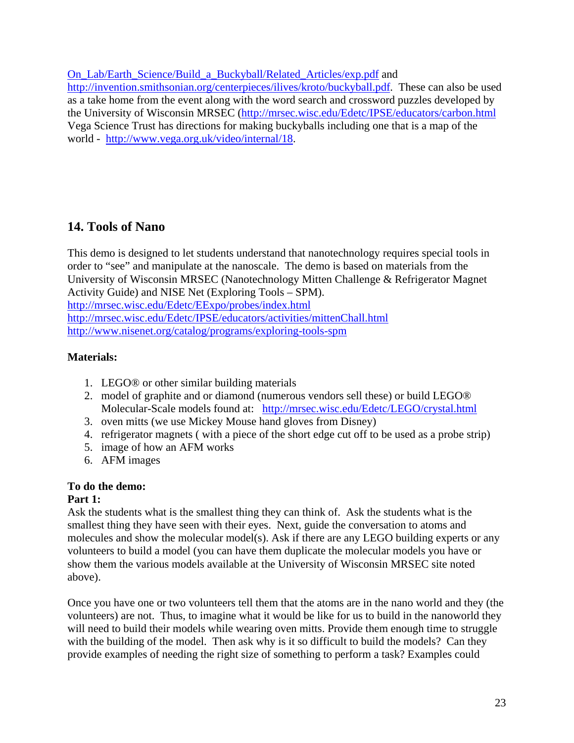On_Lab/Earth_Science/Build_a_Buckyball/Related_Articles/exp.pdf and http://invention.smithsonian.org/centerpieces/ilives/kroto/buckyball.pdf. These can also be used as a take home from the event along with the word search and crossword puzzles developed by the University of Wisconsin MRSEC (http://mrsec.wisc.edu/Edetc/IPSE/educators/carbon.html Vega Science Trust has directions for making buckyballs including one that is a map of the world - http://www.vega.org.uk/video/internal/18.

## 14. Tools of Nano

This demo is designed to let students understand that nanotechnology requires special tools in order to "see" and manipulate at the nanoscale. The demo is based on materials from the University of Wisconsin MRSEC (Nanotechnology Mitten Challenge & Refrigerator Magnet Activity Guide) and NISE Net (Exploring Tools – SPM).
http://mrsec.wisc.edu/Edetc/EExpo/probes/index.html
http://mrsec.wisc.edu/Edetc/IPSE/educators/activities/mittenChall.html
http://www.nisenet.org/catalog/programs/exploring-tools-spm

**Materials:**

1. LEGO® or other similar building materials
2. model of graphite and or diamond (numerous vendors sell these) or build LEGO® Molecular-Scale models found at: http://mrsec.wisc.edu/Edetc/LEGO/crystal.html
3. oven mitts (we use Mickey Mouse hand gloves from Disney)
4. refrigerator magnets ( with a piece of the short edge cut off to be used as a probe strip)
5. image of how an AFM works
6. AFM images

**To do the demo:**

**Part 1:**

Ask the students what is the smallest thing they can think of. Ask the students what is the smallest thing they have seen with their eyes. Next, guide the conversation to atoms and molecules and show the molecular model(s). Ask if there are any LEGO building experts or any volunteers to build a model (you can have them duplicate the molecular models you have or show them the various models available at the University of Wisconsin MRSEC site noted above).

Once you have one or two volunteers tell them that the atoms are in the nano world and they (the volunteers) are not. Thus, to imagine what it would be like for us to build in the nanoworld they will need to build their models while wearing oven mitts. Provide them enough time to struggle with the building of the model. Then ask why is it so difficult to build the models? Can they provide examples of needing the right size of something to perform a task? Examples could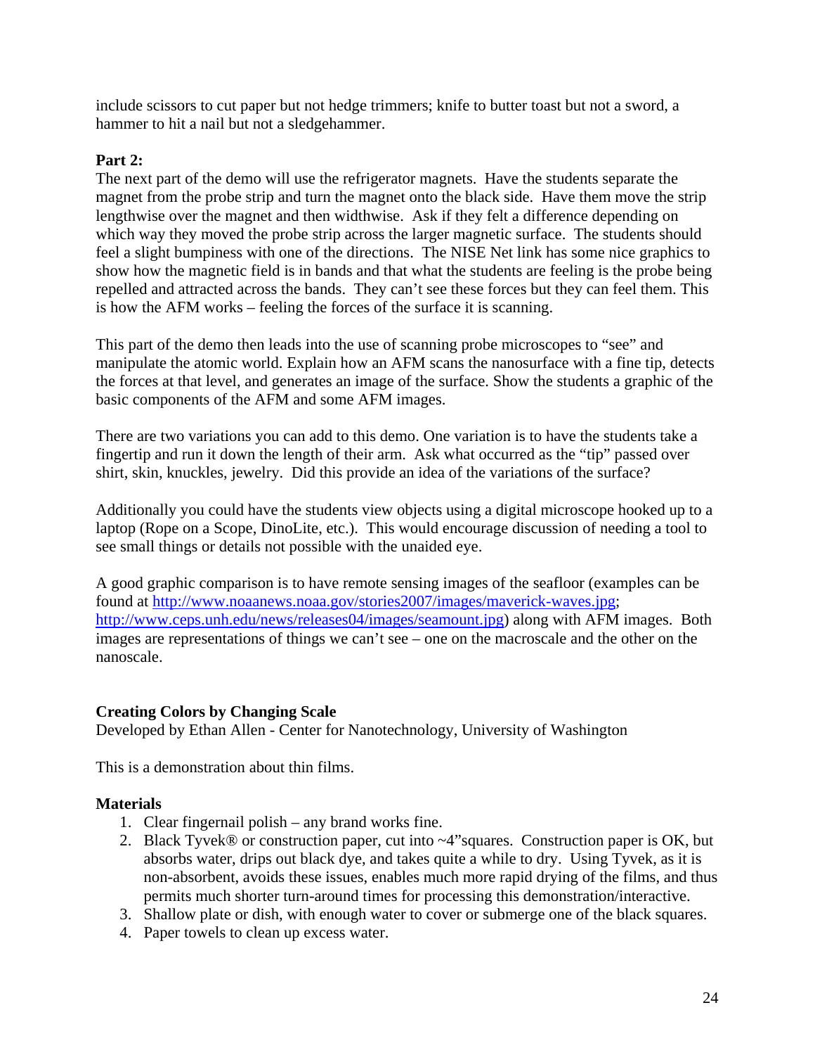include scissors to cut paper but not hedge trimmers; knife to butter toast but not a sword, a hammer to hit a nail but not a sledgehammer.

**Part 2:**

The next part of the demo will use the refrigerator magnets. Have the students separate the magnet from the probe strip and turn the magnet onto the black side. Have them move the strip lengthwise over the magnet and then widthwise. Ask if they felt a difference depending on which way they moved the probe strip across the larger magnetic surface. The students should feel a slight bumpiness with one of the directions. The NISE Net link has some nice graphics to show how the magnetic field is in bands and that what the students are feeling is the probe being repelled and attracted across the bands. They can't see these forces but they can feel them. This is how the AFM works – feeling the forces of the surface it is scanning.

This part of the demo then leads into the use of scanning probe microscopes to "see" and manipulate the atomic world. Explain how an AFM scans the nanosurface with a fine tip, detects the forces at that level, and generates an image of the surface. Show the students a graphic of the basic components of the AFM and some AFM images.

There are two variations you can add to this demo. One variation is to have the students take a fingertip and run it down the length of their arm. Ask what occurred as the "tip" passed over shirt, skin, knuckles, jewelry. Did this provide an idea of the variations of the surface?

Additionally you could have the students view objects using a digital microscope hooked up to a laptop (Rope on a Scope, DinoLite, etc.). This would encourage discussion of needing a tool to see small things or details not possible with the unaided eye.

A good graphic comparison is to have remote sensing images of the seafloor (examples can be found at http://www.noaanews.noaa.gov/stories2007/images/maverick-waves.jpg; http://www.ceps.unh.edu/news/releases04/images/seamount.jpg) along with AFM images. Both images are representations of things we can't see – one on the macroscale and the other on the nanoscale.

**Creating Colors by Changing Scale**

Developed by Ethan Allen - Center for Nanotechnology, University of Washington

This is a demonstration about thin films.

**Materials**

1. Clear fingernail polish – any brand works fine.
2. Black Tyvek® or construction paper, cut into ~4"squares. Construction paper is OK, but absorbs water, drips out black dye, and takes quite a while to dry. Using Tyvek, as it is non-absorbent, avoids these issues, enables much more rapid drying of the films, and thus permits much shorter turn-around times for processing this demonstration/interactive.
3. Shallow plate or dish, with enough water to cover or submerge one of the black squares.
4. Paper towels to clean up excess water.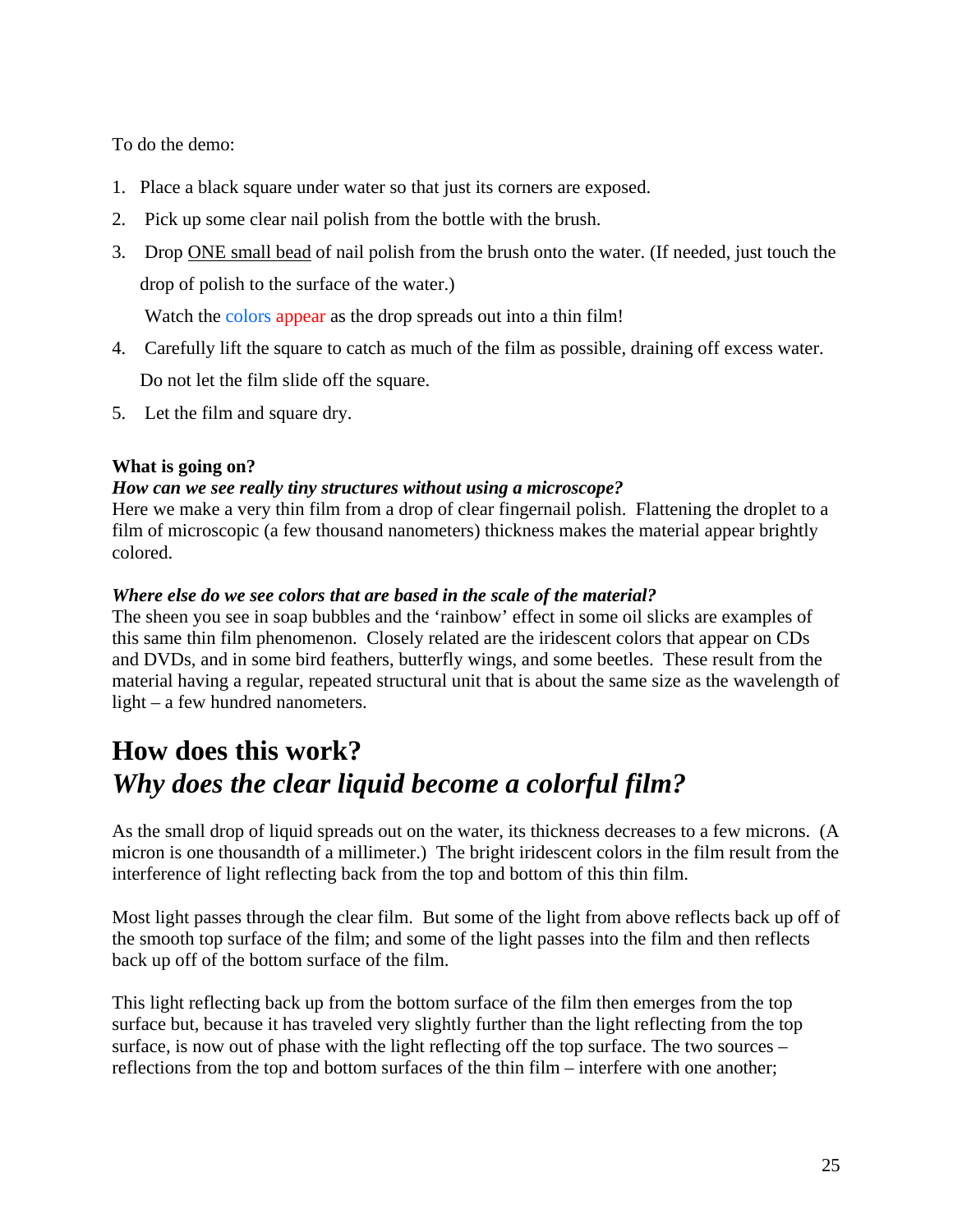To do the demo:

1. Place a black square under water so that just its corners are exposed.
2. Pick up some clear nail polish from the bottle with the brush.
3. Drop ONE small bead of nail polish from the brush onto the water. (If needed, just touch the drop of polish to the surface of the water.)

   Watch the colors appear as the drop spreads out into a thin film!
4. Carefully lift the square to catch as much of the film as possible, draining off excess water. Do not let the film slide off the square.
5. Let the film and square dry.

**What is going on?**

***How can we see really tiny structures without using a microscope?***

Here we make a very thin film from a drop of clear fingernail polish. Flattening the droplet to a film of microscopic (a few thousand nanometers) thickness makes the material appear brightly colored.

***Where else do we see colors that are based in the scale of the material?***

The sheen you see in soap bubbles and the 'rainbow' effect in some oil slicks are examples of this same thin film phenomenon. Closely related are the iridescent colors that appear on CDs and DVDs, and in some bird feathers, butterfly wings, and some beetles. These result from the material having a regular, repeated structural unit that is about the same size as the wavelength of light – a few hundred nanometers.

# How does this work?
# *Why does the clear liquid become a colorful film?*

As the small drop of liquid spreads out on the water, its thickness decreases to a few microns. (A micron is one thousandth of a millimeter.) The bright iridescent colors in the film result from the interference of light reflecting back from the top and bottom of this thin film.

Most light passes through the clear film. But some of the light from above reflects back up off of the smooth top surface of the film; and some of the light passes into the film and then reflects back up off of the bottom surface of the film.

This light reflecting back up from the bottom surface of the film then emerges from the top surface but, because it has traveled very slightly further than the light reflecting from the top surface, is now out of phase with the light reflecting off the top surface. The two sources – reflections from the top and bottom surfaces of the thin film – interfere with one another;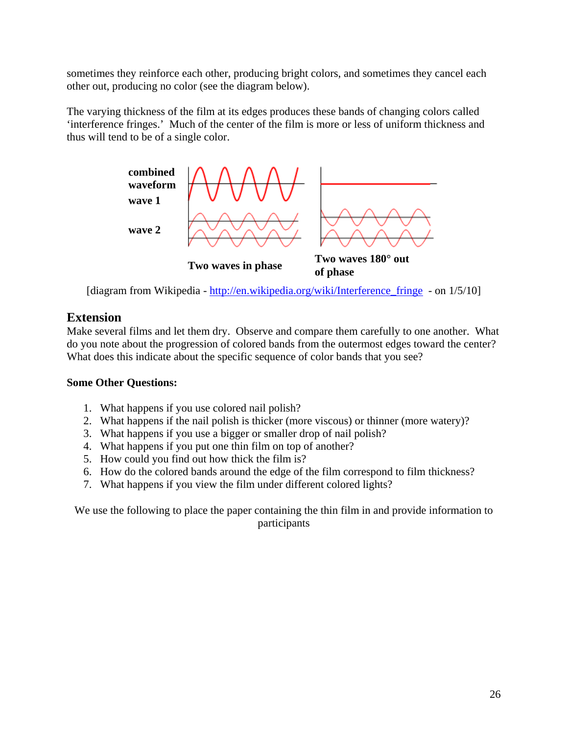sometimes they reinforce each other, producing bright colors, and sometimes they cancel each other out, producing no color (see the diagram below).

The varying thickness of the film at its edges produces these bands of changing colors called 'interference fringes.' Much of the center of the film is more or less of uniform thickness and thus will tend to be of a single color.

**combined waveform**

**wave 1**

**wave 2**

**Two waves in phase**

**Two waves 180° out of phase**

[diagram from Wikipedia - http://en.wikipedia.org/wiki/Interference_fringe - on 1/5/10]

## Extension

Make several films and let them dry. Observe and compare them carefully to one another. What do you note about the progression of colored bands from the outermost edges toward the center? What does this indicate about the specific sequence of color bands that you see?

**Some Other Questions:**

1. What happens if you use colored nail polish?
2. What happens if the nail polish is thicker (more viscous) or thinner (more watery)?
3. What happens if you use a bigger or smaller drop of nail polish?
4. What happens if you put one thin film on top of another?
5. How could you find out how thick the film is?
6. How do the colored bands around the edge of the film correspond to film thickness?
7. What happens if you view the film under different colored lights?

We use the following to place the paper containing the thin film in and provide information to participants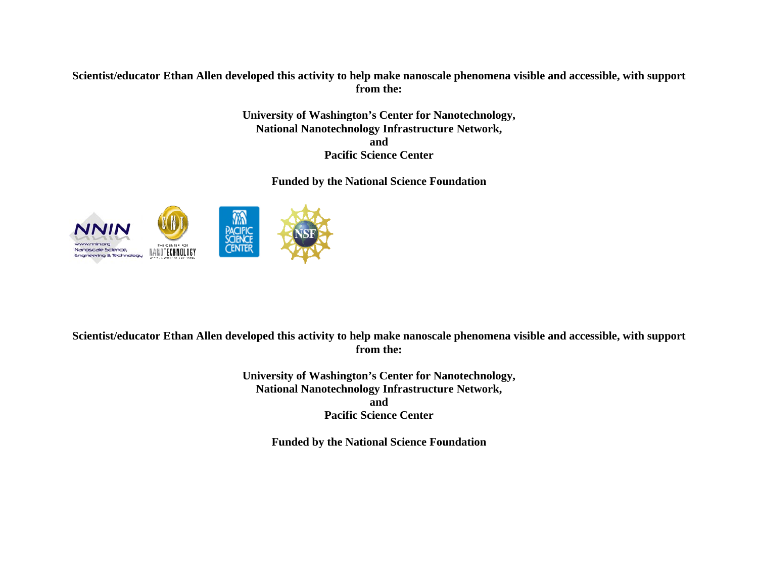**Scientist/educator Ethan Allen developed this activity to help make nanoscale phenomena visible and accessible, with support from the:**

**University of Washington's Center for Nanotechnology,**
**National Nanotechnology Infrastructure Network,**
**and**
**Pacific Science Center**

**Funded by the National Science Foundation**

**Scientist/educator Ethan Allen developed this activity to help make nanoscale phenomena visible and accessible, with support from the:**

**University of Washington's Center for Nanotechnology,**
**National Nanotechnology Infrastructure Network,**
**and**
**Pacific Science Center**

**Funded by the National Science Foundation**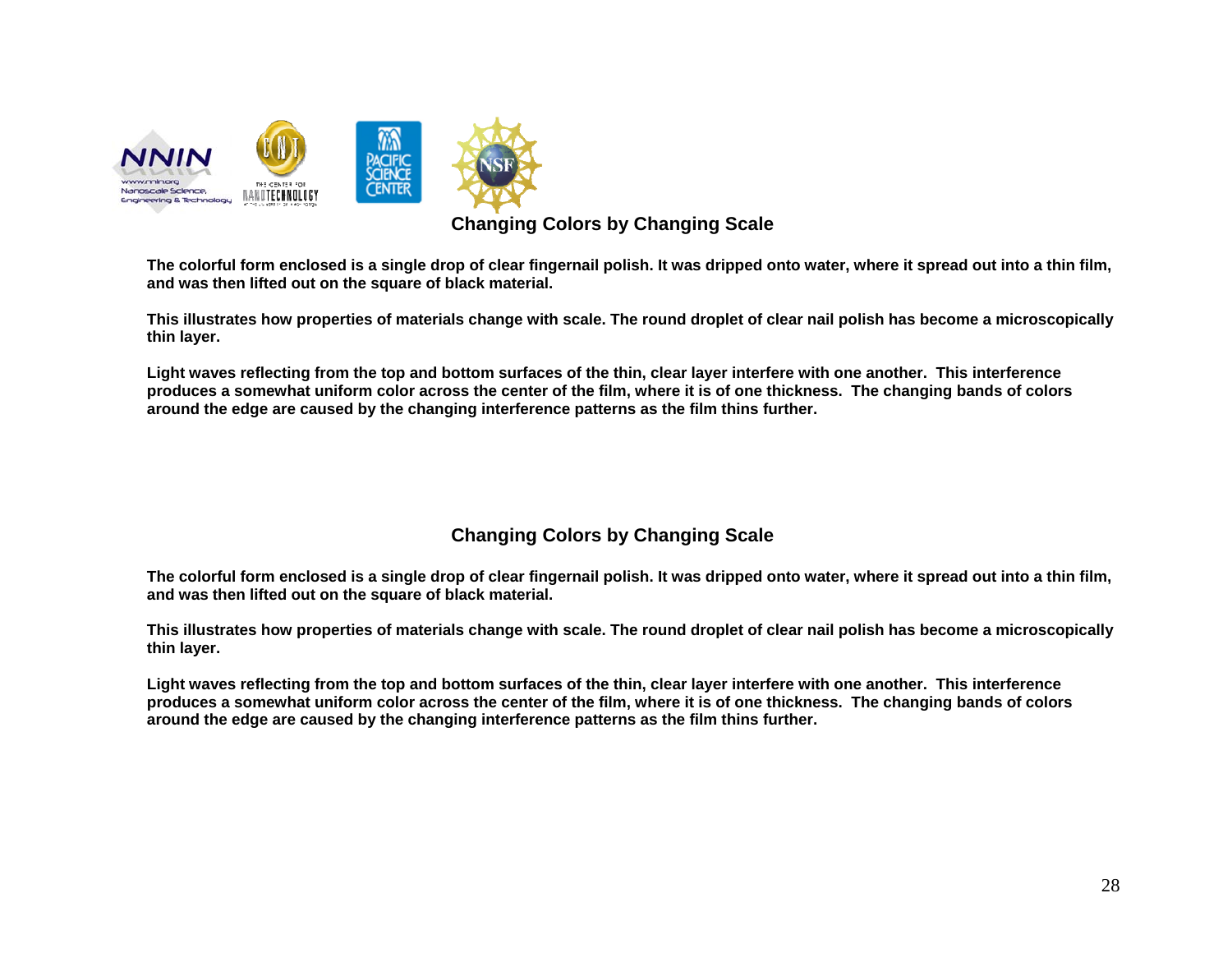## Changing Colors by Changing Scale

**The colorful form enclosed is a single drop of clear fingernail polish. It was dripped onto water, where it spread out into a thin film, and was then lifted out on the square of black material.**

**This illustrates how properties of materials change with scale. The round droplet of clear nail polish has become a microscopically thin layer.**

**Light waves reflecting from the top and bottom surfaces of the thin, clear layer interfere with one another. This interference produces a somewhat uniform color across the center of the film, where it is of one thickness. The changing bands of colors around the edge are caused by the changing interference patterns as the film thins further.**

## Changing Colors by Changing Scale

**The colorful form enclosed is a single drop of clear fingernail polish. It was dripped onto water, where it spread out into a thin film, and was then lifted out on the square of black material.**

**This illustrates how properties of materials change with scale. The round droplet of clear nail polish has become a microscopically thin layer.**

**Light waves reflecting from the top and bottom surfaces of the thin, clear layer interfere with one another. This interference produces a somewhat uniform color across the center of the film, where it is of one thickness. The changing bands of colors around the edge are caused by the changing interference patterns as the film thins further.**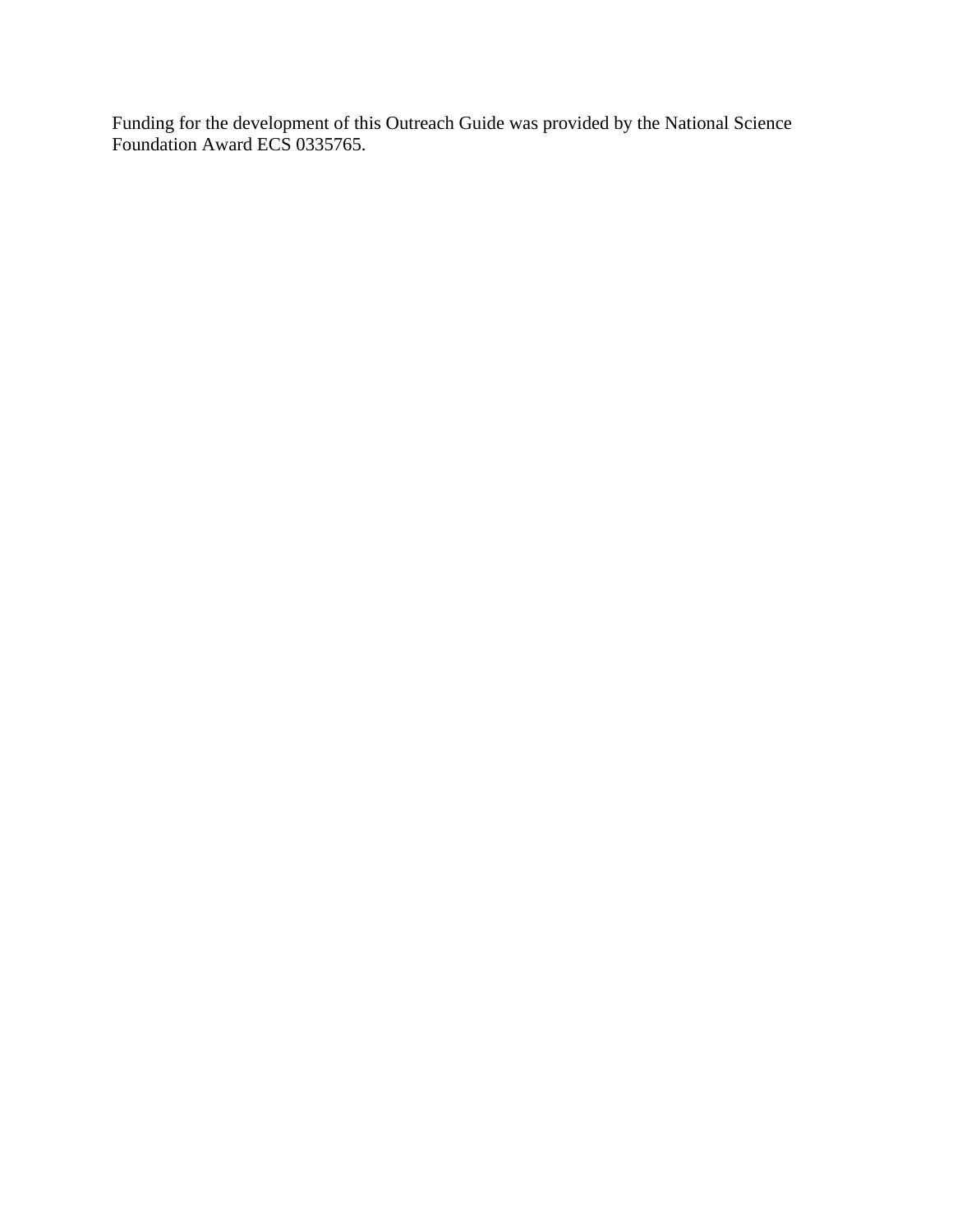Funding for the development of this Outreach Guide was provided by the National Science Foundation Award ECS 0335765.